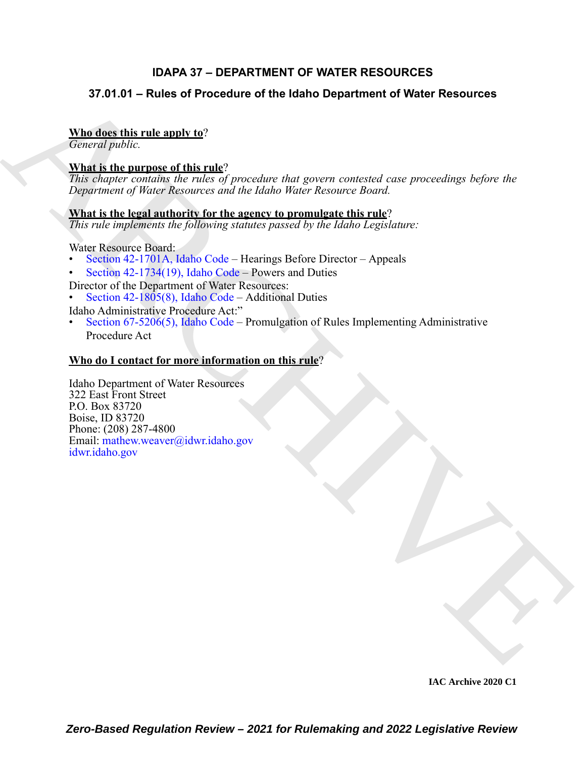# IDAPA 37 – DEPARTMENT OF WATER RESOURCES

## 37.01.01 – Rules of Procedure of the Idaho Department of Water Resources

**Who does this rule apply to**?
*General public.*

**What is the purpose of this rule**?
*This chapter contains the rules of procedure that govern contested case proceedings before the Department of Water Resources and the Idaho Water Resource Board.*

**What is the legal authority for the agency to promulgate this rule**?
*This rule implements the following statutes passed by the Idaho Legislature:*

Water Resource Board:
- Section 42-1701A, Idaho Code – Hearings Before Director – Appeals
- Section 42-1734(19), Idaho Code – Powers and Duties

Director of the Department of Water Resources:
- Section 42-1805(8), Idaho Code – Additional Duties

Idaho Administrative Procedure Act:"
- Section 67-5206(5), Idaho Code – Promulgation of Rules Implementing Administrative Procedure Act

**Who do I contact for more information on this rule**?

Idaho Department of Water Resources
322 East Front Street
P.O. Box 83720
Boise, ID 83720
Phone: (208) 287-4800
Email: mathew.weaver@idwr.idaho.gov
idwr.idaho.gov

IAC Archive 2020 C1

*Zero-Based Regulation Review – 2021 for Rulemaking and 2022 Legislative Review*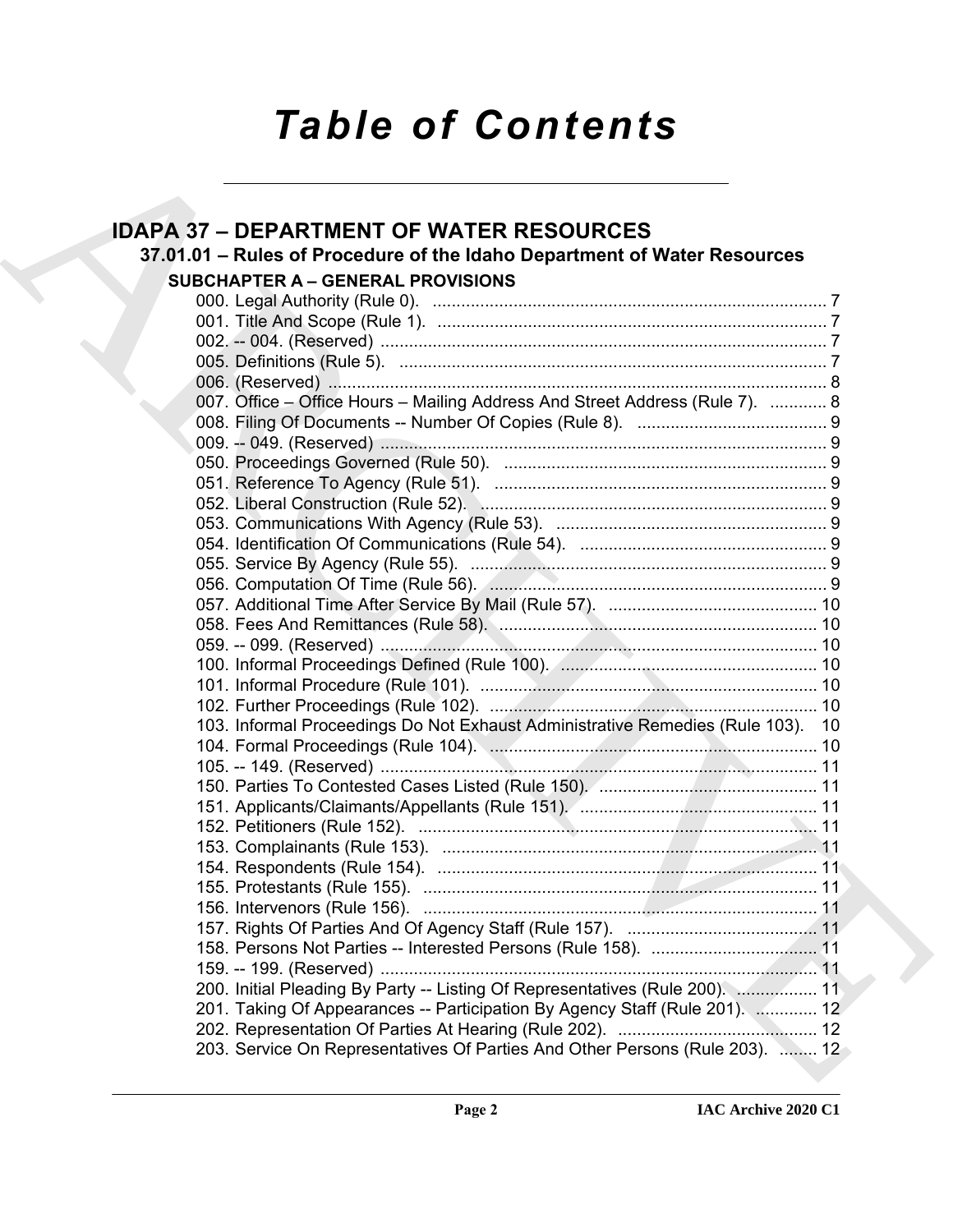# *Table of Contents*

## IDAPA 37 – DEPARTMENT OF WATER RESOURCES

### 37.01.01 – Rules of Procedure of the Idaho Department of Water Resources

#### SUBCHAPTER A – GENERAL PROVISIONS

000. Legal Authority (Rule 0). .......... 7
001. Title And Scope (Rule 1). .......... 7
002. -- 004. (Reserved) .......... 7
005. Definitions (Rule 5). .......... 7
006. (Reserved) .......... 8
007. Office – Office Hours – Mailing Address And Street Address (Rule 7). .......... 8
008. Filing Of Documents -- Number Of Copies (Rule 8). .......... 9
009. -- 049. (Reserved) .......... 9
050. Proceedings Governed (Rule 50). .......... 9
051. Reference To Agency (Rule 51). .......... 9
052. Liberal Construction (Rule 52). .......... 9
053. Communications With Agency (Rule 53). .......... 9
054. Identification Of Communications (Rule 54). .......... 9
055. Service By Agency (Rule 55). .......... 9
056. Computation Of Time (Rule 56). .......... 9
057. Additional Time After Service By Mail (Rule 57). .......... 10
058. Fees And Remittances (Rule 58). .......... 10
059. -- 099. (Reserved) .......... 10
100. Informal Proceedings Defined (Rule 100). .......... 10
101. Informal Procedure (Rule 101). .......... 10
102. Further Proceedings (Rule 102). .......... 10
103. Informal Proceedings Do Not Exhaust Administrative Remedies (Rule 103). 10
104. Formal Proceedings (Rule 104). .......... 10
105. -- 149. (Reserved) .......... 11
150. Parties To Contested Cases Listed (Rule 150). .......... 11
151. Applicants/Claimants/Appellants (Rule 151). .......... 11
152. Petitioners (Rule 152). .......... 11
153. Complainants (Rule 153). .......... 11
154. Respondents (Rule 154). .......... 11
155. Protestants (Rule 155). .......... 11
156. Intervenors (Rule 156). .......... 11
157. Rights Of Parties And Of Agency Staff (Rule 157). .......... 11
158. Persons Not Parties -- Interested Persons (Rule 158). .......... 11
159. -- 199. (Reserved) .......... 11
200. Initial Pleading By Party -- Listing Of Representatives (Rule 200). .......... 11
201. Taking Of Appearances -- Participation By Agency Staff (Rule 201). .......... 12
202. Representation Of Parties At Hearing (Rule 202). .......... 12
203. Service On Representatives Of Parties And Other Persons (Rule 203). .......... 12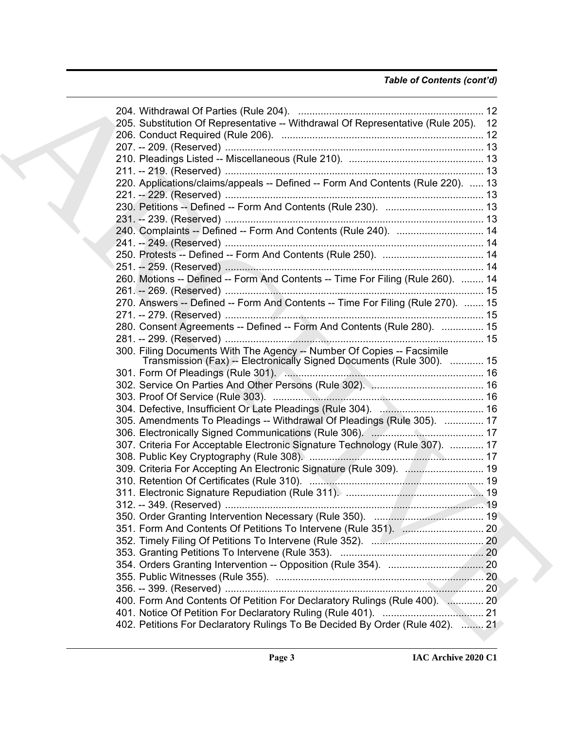*Table of Contents (cont'd)*

204. Withdrawal Of Parties (Rule 204). .................................................................. 12
205. Substitution Of Representative -- Withdrawal Of Representative (Rule 205). 12
206. Conduct Required (Rule 206). ........................................................................ 12
207. -- 209. (Reserved) ............................................................................................ 13
210. Pleadings Listed -- Miscellaneous (Rule 210). ................................................ 13
211. -- 219. (Reserved) ............................................................................................ 13
220. Applications/claims/appeals -- Defined -- Form And Contents (Rule 220). ..... 13
221. -- 229. (Reserved) ............................................................................................ 13
230. Petitions -- Defined -- Form And Contents (Rule 230). ................................... 13
231. -- 239. (Reserved) ............................................................................................ 13
240. Complaints -- Defined -- Form And Contents (Rule 240). ............................... 14
241. -- 249. (Reserved) ............................................................................................ 14
250. Protests -- Defined -- Form And Contents (Rule 250). .................................... 14
251. -- 259. (Reserved) ............................................................................................ 14
260. Motions -- Defined -- Form And Contents -- Time For Filing (Rule 260). ......... 14
261. -- 269. (Reserved) ............................................................................................ 15
270. Answers -- Defined -- Form And Contents -- Time For Filing (Rule 270). ....... 15
271. -- 279. (Reserved) ............................................................................................ 15
280. Consent Agreements -- Defined -- Form And Contents (Rule 280). ............... 15
281. -- 299. (Reserved) ............................................................................................ 15
300. Filing Documents With The Agency -- Number Of Copies -- Facsimile Transmission (Fax) -- Electronically Signed Documents (Rule 300). ............ 15
301. Form Of Pleadings (Rule 301). ....................................................................... 16
302. Service On Parties And Other Persons (Rule 302). ........................................ 16
303. Proof Of Service (Rule 303). ........................................................................... 16
304. Defective, Insufficient Or Late Pleadings (Rule 304). ..................................... 16
305. Amendments To Pleadings -- Withdrawal Of Pleadings (Rule 305). .............. 17
306. Electronically Signed Communications (Rule 306). ........................................ 17
307. Criteria For Acceptable Electronic Signature Technology (Rule 307). ............ 17
308. Public Key Cryptography (Rule 308). .............................................................. 17
309. Criteria For Accepting An Electronic Signature (Rule 309). ............................ 19
310. Retention Of Certificates (Rule 310). .............................................................. 19
311. Electronic Signature Repudiation (Rule 311). ................................................. 19
312. -- 349. (Reserved) ............................................................................................ 19
350. Order Granting Intervention Necessary (Rule 350). ....................................... 19
351. Form And Contents Of Petitions To Intervene (Rule 351). ............................. 20
352. Timely Filing Of Petitions To Intervene (Rule 352). ........................................ 20
353. Granting Petitions To Intervene (Rule 353). ................................................... 20
354. Orders Granting Intervention -- Opposition (Rule 354). .................................. 20
355. Public Witnesses (Rule 355). .......................................................................... 20
356. -- 399. (Reserved) ............................................................................................ 20
400. Form And Contents Of Petition For Declaratory Rulings (Rule 400). ............. 20
401. Notice Of Petition For Declaratory Ruling (Rule 401). .................................... 21
402. Petitions For Declaratory Rulings To Be Decided By Order (Rule 402). ........ 21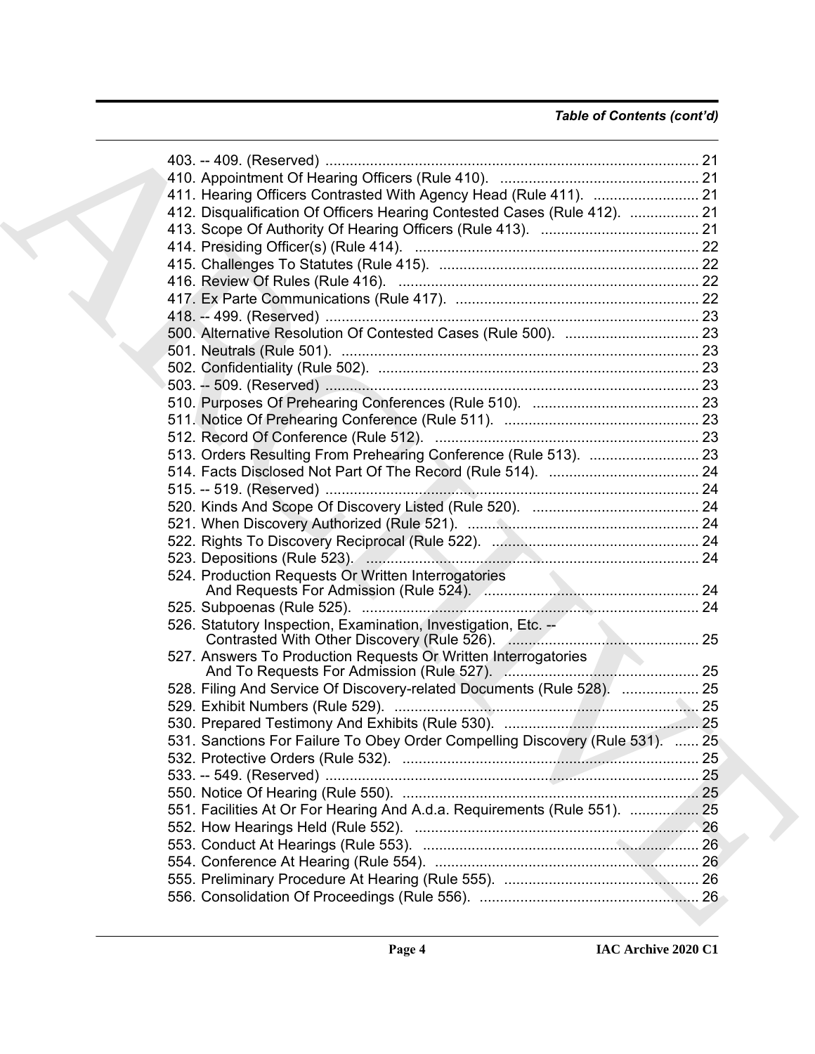*Table of Contents (cont'd)*

403. -- 409. (Reserved) ............................................................................................ 21
410. Appointment Of Hearing Officers (Rule 410). ................................................ 21
411. Hearing Officers Contrasted With Agency Head (Rule 411). .......................... 21
412. Disqualification Of Officers Hearing Contested Cases (Rule 412). ................. 21
413. Scope Of Authority Of Hearing Officers (Rule 413). ....................................... 21
414. Presiding Officer(s) (Rule 414). ..................................................................... 22
415. Challenges To Statutes (Rule 415). ................................................................ 22
416. Review Of Rules (Rule 416). .......................................................................... 22
417. Ex Parte Communications (Rule 417). ............................................................ 22
418. -- 499. (Reserved) ............................................................................................ 23
500. Alternative Resolution Of Contested Cases (Rule 500). ................................. 23
501. Neutrals (Rule 501). ........................................................................................ 23
502. Confidentiality (Rule 502). ............................................................................... 23
503. -- 509. (Reserved) ............................................................................................ 23
510. Purposes Of Prehearing Conferences (Rule 510). ......................................... 23
511. Notice Of Prehearing Conference (Rule 511). ................................................ 23
512. Record Of Conference (Rule 512). ................................................................. 23
513. Orders Resulting From Prehearing Conference (Rule 513). ........................... 23
514. Facts Disclosed Not Part Of The Record (Rule 514). ..................................... 24
515. -- 519. (Reserved) ............................................................................................ 24
520. Kinds And Scope Of Discovery Listed (Rule 520). ......................................... 24
521. When Discovery Authorized (Rule 521). ......................................................... 24
522. Rights To Discovery Reciprocal (Rule 522). ................................................... 24
523. Depositions (Rule 523). ................................................................................. 24
524. Production Requests Or Written Interrogatories And Requests For Admission (Rule 524). ..................................................... 24
525. Subpoenas (Rule 525). ................................................................................... 24
526. Statutory Inspection, Examination, Investigation, Etc. -- Contrasted With Other Discovery (Rule 526). ............................................... 25
527. Answers To Production Requests Or Written Interrogatories And To Requests For Admission (Rule 527). ................................................ 25
528. Filing And Service Of Discovery-related Documents (Rule 528). ................... 25
529. Exhibit Numbers (Rule 529). .......................................................................... 25
530. Prepared Testimony And Exhibits (Rule 530). ................................................ 25
531. Sanctions For Failure To Obey Order Compelling Discovery (Rule 531). ...... 25
532. Protective Orders (Rule 532). ......................................................................... 25
533. -- 549. (Reserved) ............................................................................................ 25
550. Notice Of Hearing (Rule 550). ......................................................................... 25
551. Facilities At Or For Hearing And A.d.a. Requirements (Rule 551). ................. 25
552. How Hearings Held (Rule 552). ...................................................................... 26
553. Conduct At Hearings (Rule 553). .................................................................... 26
554. Conference At Hearing (Rule 554). ................................................................. 26
555. Preliminary Procedure At Hearing (Rule 555). ................................................ 26
556. Consolidation Of Proceedings (Rule 556). ...................................................... 26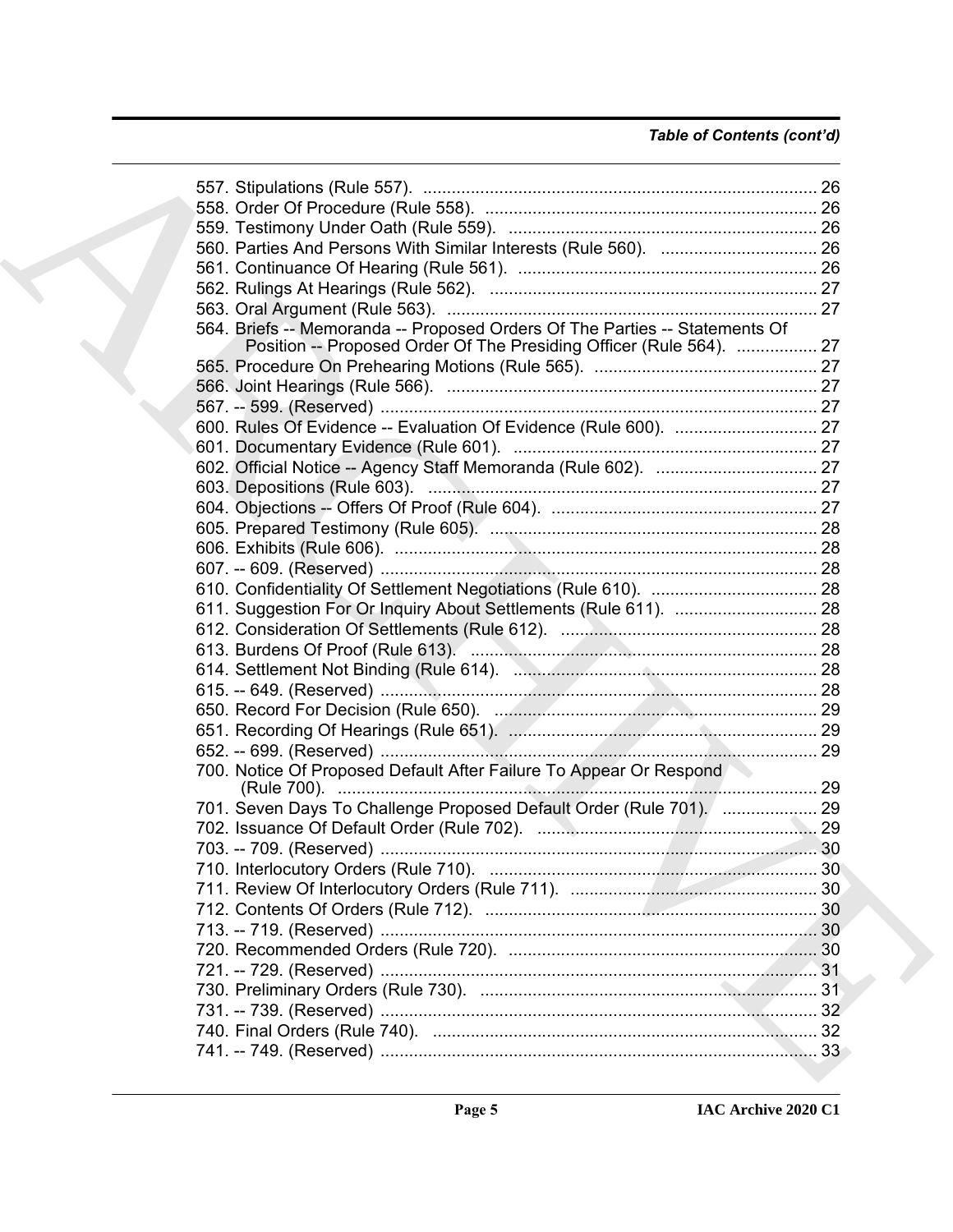*Table of Contents (cont'd)*

557. Stipulations (Rule 557). .... 26
558. Order Of Procedure (Rule 558). .... 26
559. Testimony Under Oath (Rule 559). .... 26
560. Parties And Persons With Similar Interests (Rule 560). .... 26
561. Continuance Of Hearing (Rule 561). .... 26
562. Rulings At Hearings (Rule 562). .... 27
563. Oral Argument (Rule 563). .... 27
564. Briefs -- Memoranda -- Proposed Orders Of The Parties -- Statements Of Position -- Proposed Order Of The Presiding Officer (Rule 564). .... 27
565. Procedure On Prehearing Motions (Rule 565). .... 27
566. Joint Hearings (Rule 566). .... 27
567. -- 599. (Reserved) .... 27
600. Rules Of Evidence -- Evaluation Of Evidence (Rule 600). .... 27
601. Documentary Evidence (Rule 601). .... 27
602. Official Notice -- Agency Staff Memoranda (Rule 602). .... 27
603. Depositions (Rule 603). .... 27
604. Objections -- Offers Of Proof (Rule 604). .... 27
605. Prepared Testimony (Rule 605). .... 28
606. Exhibits (Rule 606). .... 28
607. -- 609. (Reserved) .... 28
610. Confidentiality Of Settlement Negotiations (Rule 610). .... 28
611. Suggestion For Or Inquiry About Settlements (Rule 611). .... 28
612. Consideration Of Settlements (Rule 612). .... 28
613. Burdens Of Proof (Rule 613). .... 28
614. Settlement Not Binding (Rule 614). .... 28
615. -- 649. (Reserved) .... 28
650. Record For Decision (Rule 650). .... 29
651. Recording Of Hearings (Rule 651). .... 29
652. -- 699. (Reserved) .... 29
700. Notice Of Proposed Default After Failure To Appear Or Respond (Rule 700). .... 29
701. Seven Days To Challenge Proposed Default Order (Rule 701). .... 29
702. Issuance Of Default Order (Rule 702). .... 29
703. -- 709. (Reserved) .... 30
710. Interlocutory Orders (Rule 710). .... 30
711. Review Of Interlocutory Orders (Rule 711). .... 30
712. Contents Of Orders (Rule 712). .... 30
713. -- 719. (Reserved) .... 30
720. Recommended Orders (Rule 720). .... 30
721. -- 729. (Reserved) .... 31
730. Preliminary Orders (Rule 730). .... 31
731. -- 739. (Reserved) .... 32
740. Final Orders (Rule 740). .... 32
741. -- 749. (Reserved) .... 33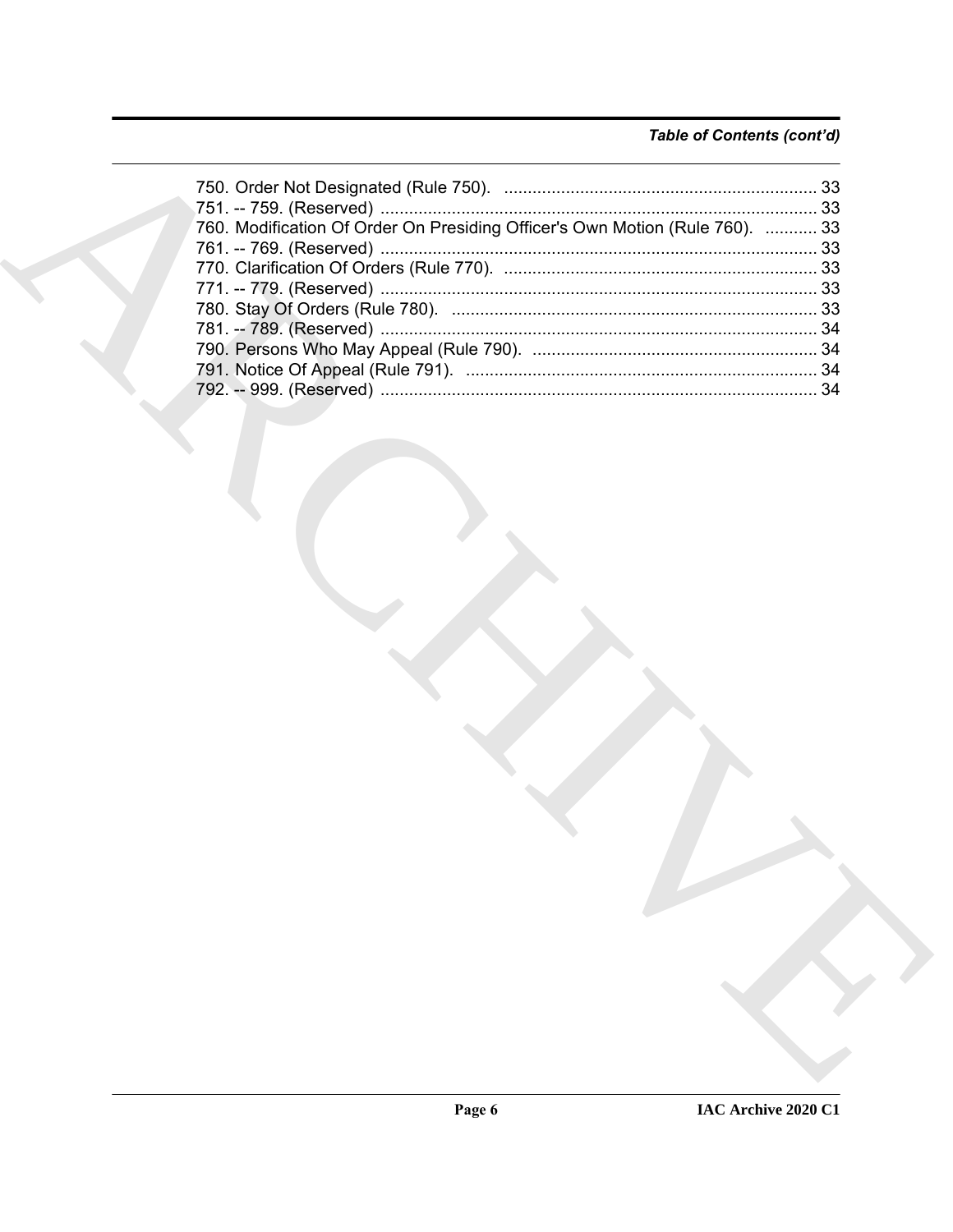*Table of Contents (cont'd)*

750. Order Not Designated (Rule 750). .................................................................. 33
751. -- 759. (Reserved) ........................................................................................... 33
760. Modification Of Order On Presiding Officer's Own Motion (Rule 760). ........... 33
761. -- 769. (Reserved) ........................................................................................... 33
770. Clarification Of Orders (Rule 770). .................................................................. 33
771. -- 779. (Reserved) ........................................................................................... 33
780. Stay Of Orders (Rule 780). ............................................................................. 33
781. -- 789. (Reserved) ........................................................................................... 34
790. Persons Who May Appeal (Rule 790). ............................................................ 34
791. Notice Of Appeal (Rule 791). .......................................................................... 34
792. -- 999. (Reserved) ........................................................................................... 34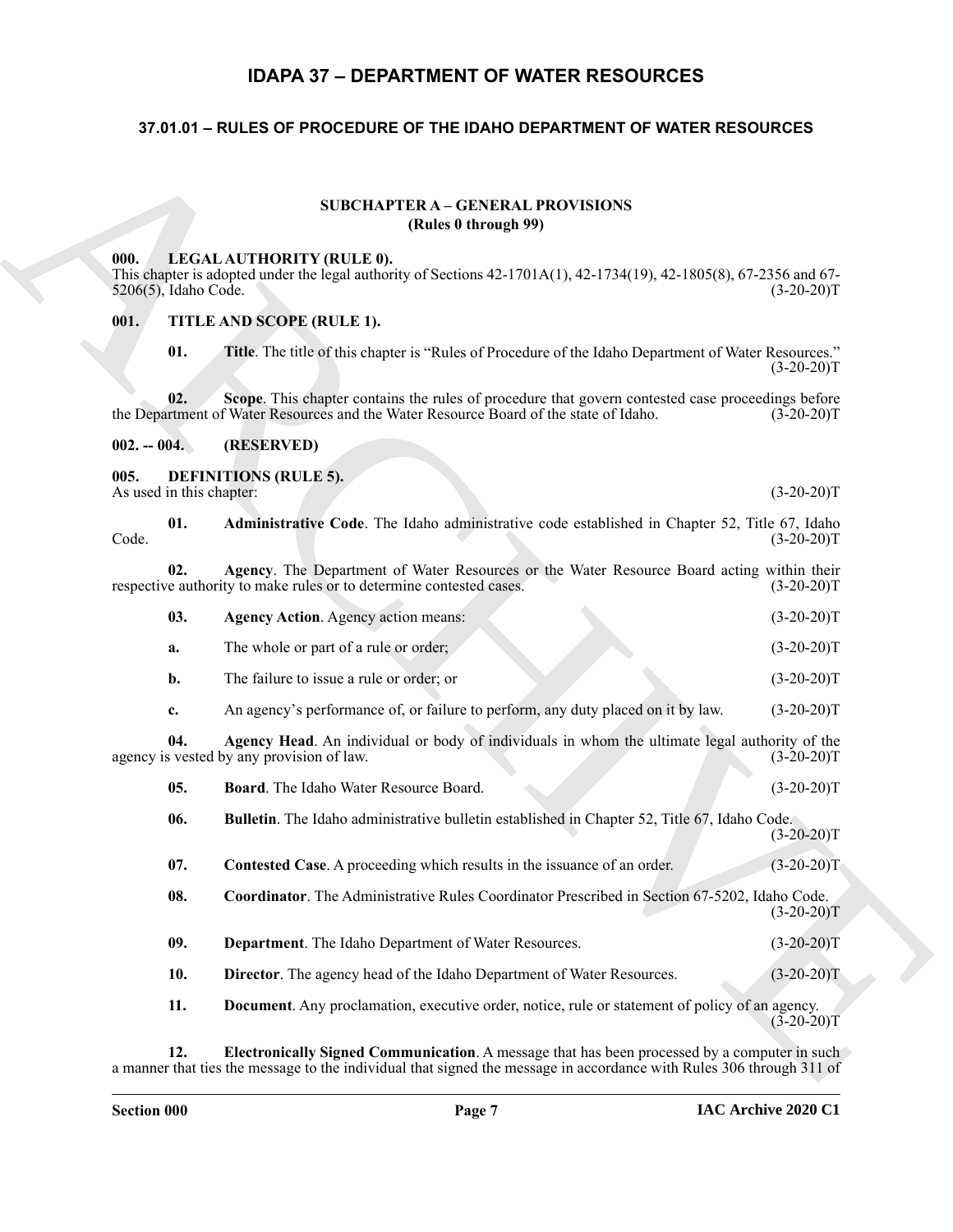# IDAPA 37 – DEPARTMENT OF WATER RESOURCES

## 37.01.01 – RULES OF PROCEDURE OF THE IDAHO DEPARTMENT OF WATER RESOURCES

### SUBCHAPTER A – GENERAL PROVISIONS
### (Rules 0 through 99)

**000. LEGAL AUTHORITY (RULE 0).**

This chapter is adopted under the legal authority of Sections 42-1701A(1), 42-1734(19), 42-1805(8), 67-2356 and 67-5206(5), Idaho Code. (3-20-20)T

**001. TITLE AND SCOPE (RULE 1).**

**01. Title**. The title of this chapter is "Rules of Procedure of the Idaho Department of Water Resources." (3-20-20)T

**02. Scope**. This chapter contains the rules of procedure that govern contested case proceedings before the Department of Water Resources and the Water Resource Board of the state of Idaho. (3-20-20)T

**002. -- 004. (RESERVED)**

**005. DEFINITIONS (RULE 5).**

As used in this chapter: (3-20-20)T

**01. Administrative Code**. The Idaho administrative code established in Chapter 52, Title 67, Idaho Code. (3-20-20)T

**02. Agency**. The Department of Water Resources or the Water Resource Board acting within their respective authority to make rules or to determine contested cases. (3-20-20)T

**03. Agency Action**. Agency action means: (3-20-20)T

**a.** The whole or part of a rule or order; (3-20-20)T

**b.** The failure to issue a rule or order; or (3-20-20)T

**c.** An agency's performance of, or failure to perform, any duty placed on it by law. (3-20-20)T

**04. Agency Head**. An individual or body of individuals in whom the ultimate legal authority of the agency is vested by any provision of law. (3-20-20)T

**05. Board**. The Idaho Water Resource Board. (3-20-20)T

**06. Bulletin**. The Idaho administrative bulletin established in Chapter 52, Title 67, Idaho Code. (3-20-20)T

**07. Contested Case**. A proceeding which results in the issuance of an order. (3-20-20)T

**08. Coordinator**. The Administrative Rules Coordinator Prescribed in Section 67-5202, Idaho Code. (3-20-20)T

**09. Department**. The Idaho Department of Water Resources. (3-20-20)T

**10. Director**. The agency head of the Idaho Department of Water Resources. (3-20-20)T

**11. Document**. Any proclamation, executive order, notice, rule or statement of policy of an agency. (3-20-20)T

**12. Electronically Signed Communication**. A message that has been processed by a computer in such a manner that ties the message to the individual that signed the message in accordance with Rules 306 through 311 of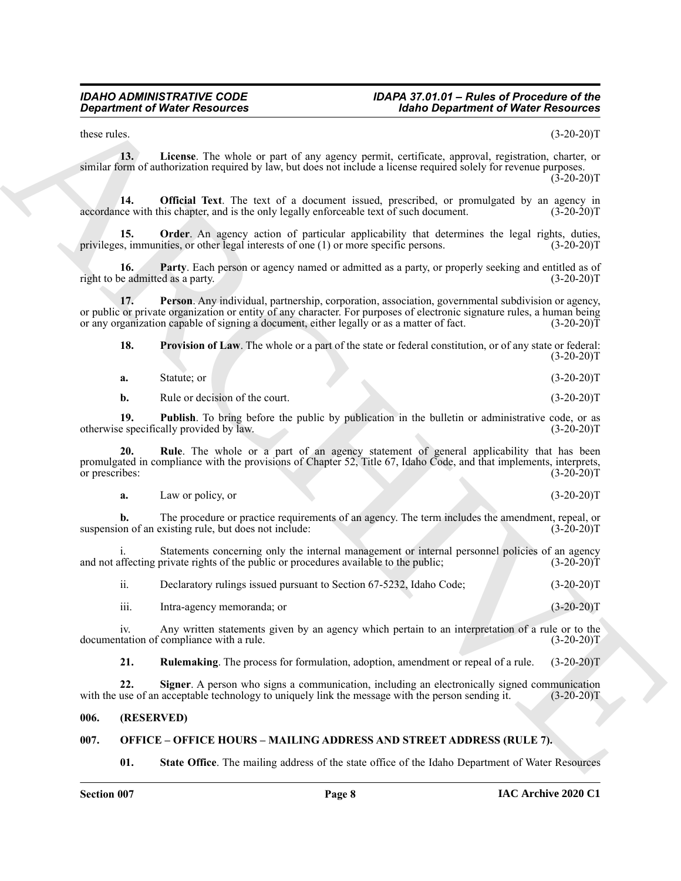these rules. (3-20-20)T

**13. License**. The whole or part of any agency permit, certificate, approval, registration, charter, or similar form of authorization required by law, but does not include a license required solely for revenue purposes. (3-20-20)T

**14. Official Text**. The text of a document issued, prescribed, or promulgated by an agency in accordance with this chapter, and is the only legally enforceable text of such document. (3-20-20)T

**15. Order**. An agency action of particular applicability that determines the legal rights, duties, privileges, immunities, or other legal interests of one (1) or more specific persons. (3-20-20)T

**16. Party**. Each person or agency named or admitted as a party, or properly seeking and entitled as of right to be admitted as a party. (3-20-20)T

**17. Person**. Any individual, partnership, corporation, association, governmental subdivision or agency, or public or private organization or entity of any character. For purposes of electronic signature rules, a human being or any organization capable of signing a document, either legally or as a matter of fact. (3-20-20)T

**18. Provision of Law**. The whole or a part of the state or federal constitution, or of any state or federal: (3-20-20)T

**a.** Statute; or (3-20-20)T

**b.** Rule or decision of the court. (3-20-20)T

**19. Publish**. To bring before the public by publication in the bulletin or administrative code, or as otherwise specifically provided by law. (3-20-20)T

**20. Rule**. The whole or a part of an agency statement of general applicability that has been promulgated in compliance with the provisions of Chapter 52, Title 67, Idaho Code, and that implements, interprets, or prescribes: (3-20-20)T

**a.** Law or policy, or (3-20-20)T

**b.** The procedure or practice requirements of an agency. The term includes the amendment, repeal, or suspension of an existing rule, but does not include: (3-20-20)T

i. Statements concerning only the internal management or internal personnel policies of an agency and not affecting private rights of the public or procedures available to the public; (3-20-20)T

ii. Declaratory rulings issued pursuant to Section 67-5232, Idaho Code; (3-20-20)T

iii. Intra-agency memoranda; or (3-20-20)T

iv. Any written statements given by an agency which pertain to an interpretation of a rule or to the documentation of compliance with a rule. (3-20-20)T

**21. Rulemaking**. The process for formulation, adoption, amendment or repeal of a rule. (3-20-20)T

**22. Signer**. A person who signs a communication, including an electronically signed communication with the use of an acceptable technology to uniquely link the message with the person sending it. (3-20-20)T

## 006. (RESERVED)

## 007. OFFICE – OFFICE HOURS – MAILING ADDRESS AND STREET ADDRESS (RULE 7).

**01. State Office**. The mailing address of the state office of the Idaho Department of Water Resources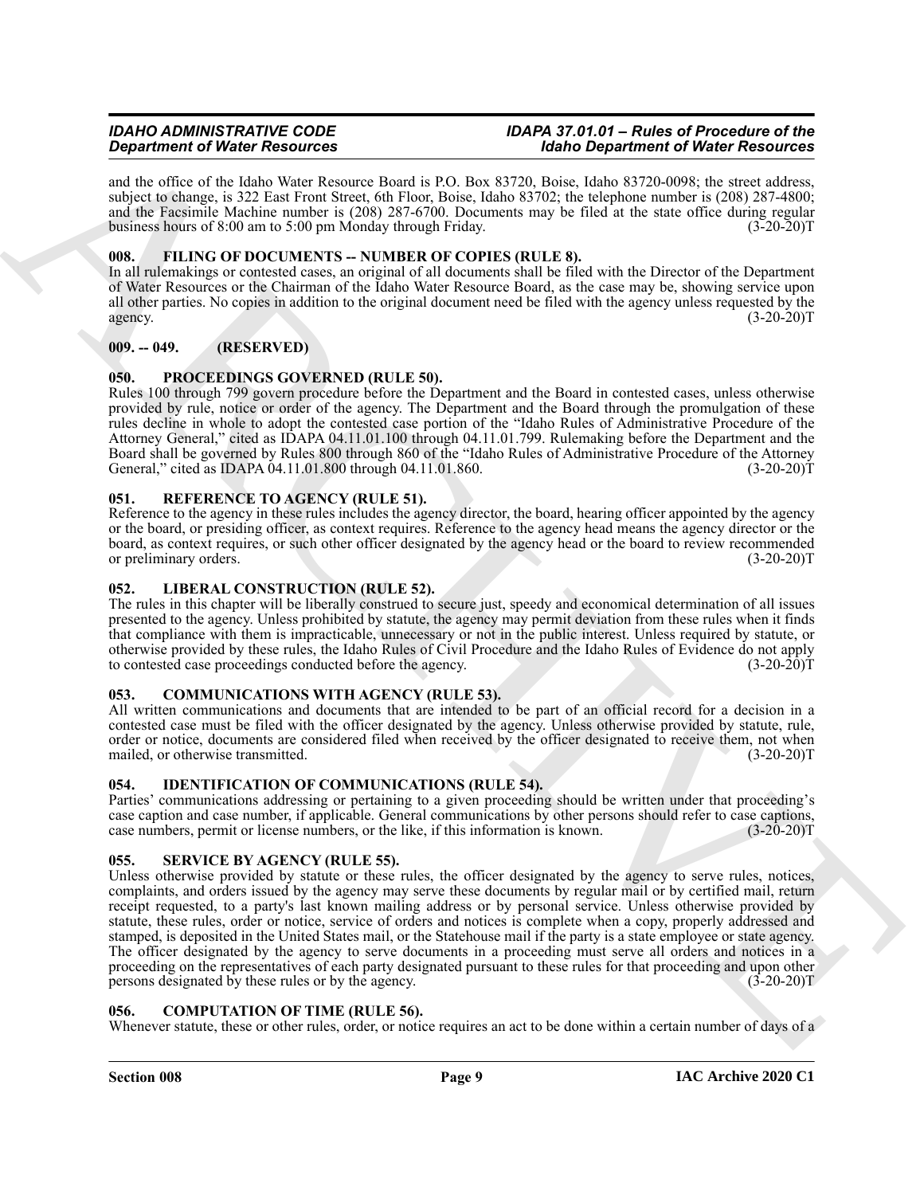and the office of the Idaho Water Resource Board is P.O. Box 83720, Boise, Idaho 83720-0098; the street address, subject to change, is 322 East Front Street, 6th Floor, Boise, Idaho 83702; the telephone number is (208) 287-4800; and the Facsimile Machine number is (208) 287-6700. Documents may be filed at the state office during regular business hours of 8:00 am to 5:00 pm Monday through Friday. (3-20-20)T

### 008. FILING OF DOCUMENTS -- NUMBER OF COPIES (RULE 8).

In all rulemakings or contested cases, an original of all documents shall be filed with the Director of the Department of Water Resources or the Chairman of the Idaho Water Resource Board, as the case may be, showing service upon all other parties. No copies in addition to the original document need be filed with the agency unless requested by the agency. (3-20-20)T

### 009. -- 049. (RESERVED)

### 050. PROCEEDINGS GOVERNED (RULE 50).

Rules 100 through 799 govern procedure before the Department and the Board in contested cases, unless otherwise provided by rule, notice or order of the agency. The Department and the Board through the promulgation of these rules decline in whole to adopt the contested case portion of the "Idaho Rules of Administrative Procedure of the Attorney General," cited as IDAPA 04.11.01.100 through 04.11.01.799. Rulemaking before the Department and the Board shall be governed by Rules 800 through 860 of the "Idaho Rules of Administrative Procedure of the Attorney General," cited as IDAPA 04.11.01.800 through 04.11.01.860. (3-20-20)T

### 051. REFERENCE TO AGENCY (RULE 51).

Reference to the agency in these rules includes the agency director, the board, hearing officer appointed by the agency or the board, or presiding officer, as context requires. Reference to the agency head means the agency director or the board, as context requires, or such other officer designated by the agency head or the board to review recommended or preliminary orders. (3-20-20)T

### 052. LIBERAL CONSTRUCTION (RULE 52).

The rules in this chapter will be liberally construed to secure just, speedy and economical determination of all issues presented to the agency. Unless prohibited by statute, the agency may permit deviation from these rules when it finds that compliance with them is impracticable, unnecessary or not in the public interest. Unless required by statute, or otherwise provided by these rules, the Idaho Rules of Civil Procedure and the Idaho Rules of Evidence do not apply to contested case proceedings conducted before the agency. (3-20-20)T

### 053. COMMUNICATIONS WITH AGENCY (RULE 53).

All written communications and documents that are intended to be part of an official record for a decision in a contested case must be filed with the officer designated by the agency. Unless otherwise provided by statute, rule, order or notice, documents are considered filed when received by the officer designated to receive them, not when mailed, or otherwise transmitted. (3-20-20)T

### 054. IDENTIFICATION OF COMMUNICATIONS (RULE 54).

Parties' communications addressing or pertaining to a given proceeding should be written under that proceeding's case caption and case number, if applicable. General communications by other persons should refer to case captions, case numbers, permit or license numbers, or the like, if this information is known. (3-20-20)T

### 055. SERVICE BY AGENCY (RULE 55).

Unless otherwise provided by statute or these rules, the officer designated by the agency to serve rules, notices, complaints, and orders issued by the agency may serve these documents by regular mail or by certified mail, return receipt requested, to a party's last known mailing address or by personal service. Unless otherwise provided by statute, these rules, order or notice, service of orders and notices is complete when a copy, properly addressed and stamped, is deposited in the United States mail, or the Statehouse mail if the party is a state employee or state agency. The officer designated by the agency to serve documents in a proceeding must serve all orders and notices in a proceeding on the representatives of each party designated pursuant to these rules for that proceeding and upon other persons designated by these rules or by the agency. (3-20-20)T

### 056. COMPUTATION OF TIME (RULE 56).

Whenever statute, these or other rules, order, or notice requires an act to be done within a certain number of days of a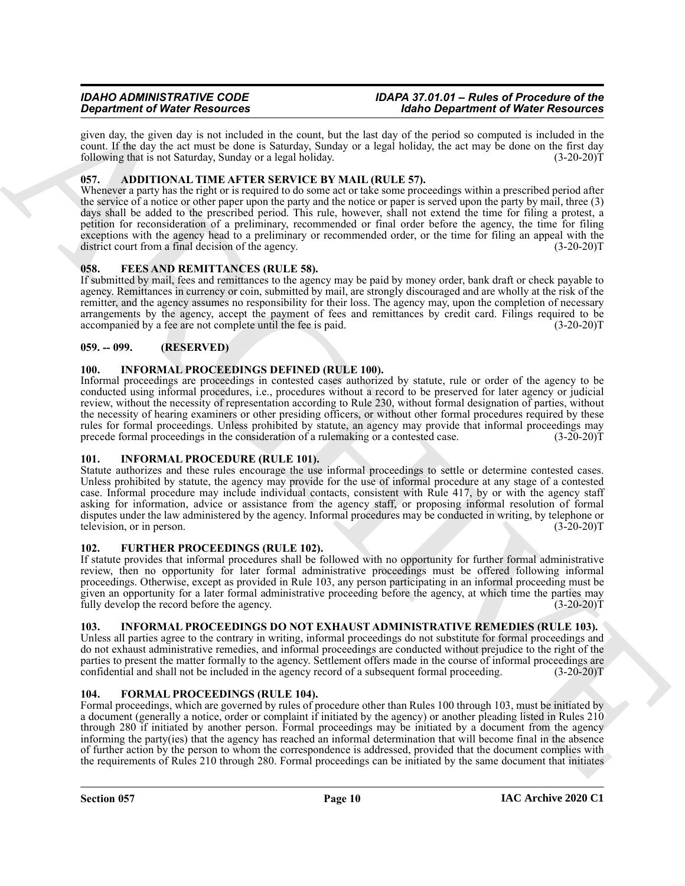given day, the given day is not included in the count, but the last day of the period so computed is included in the count. If the day the act must be done is Saturday, Sunday or a legal holiday, the act may be done on the first day following that is not Saturday, Sunday or a legal holiday. (3-20-20)T

### 057. ADDITIONAL TIME AFTER SERVICE BY MAIL (RULE 57).

Whenever a party has the right or is required to do some act or take some proceedings within a prescribed period after the service of a notice or other paper upon the party and the notice or paper is served upon the party by mail, three (3) days shall be added to the prescribed period. This rule, however, shall not extend the time for filing a protest, a petition for reconsideration of a preliminary, recommended or final order before the agency, the time for filing exceptions with the agency head to a preliminary or recommended order, or the time for filing an appeal with the district court from a final decision of the agency. (3-20-20)T

### 058. FEES AND REMITTANCES (RULE 58).

If submitted by mail, fees and remittances to the agency may be paid by money order, bank draft or check payable to agency. Remittances in currency or coin, submitted by mail, are strongly discouraged and are wholly at the risk of the remitter, and the agency assumes no responsibility for their loss. The agency may, upon the completion of necessary arrangements by the agency, accept the payment of fees and remittances by credit card. Filings required to be accompanied by a fee are not complete until the fee is paid. (3-20-20)T

### 059. -- 099. (RESERVED)

### 100. INFORMAL PROCEEDINGS DEFINED (RULE 100).

Informal proceedings are proceedings in contested cases authorized by statute, rule or order of the agency to be conducted using informal procedures, i.e., procedures without a record to be preserved for later agency or judicial review, without the necessity of representation according to Rule 230, without formal designation of parties, without the necessity of hearing examiners or other presiding officers, or without other formal procedures required by these rules for formal proceedings. Unless prohibited by statute, an agency may provide that informal proceedings may precede formal proceedings in the consideration of a rulemaking or a contested case. (3-20-20)T

### 101. INFORMAL PROCEDURE (RULE 101).

Statute authorizes and these rules encourage the use informal proceedings to settle or determine contested cases. Unless prohibited by statute, the agency may provide for the use of informal procedure at any stage of a contested case. Informal procedure may include individual contacts, consistent with Rule 417, by or with the agency staff asking for information, advice or assistance from the agency staff, or proposing informal resolution of formal disputes under the law administered by the agency. Informal procedures may be conducted in writing, by telephone or television, or in person. (3-20-20)T

### 102. FURTHER PROCEEDINGS (RULE 102).

If statute provides that informal procedures shall be followed with no opportunity for further formal administrative review, then no opportunity for later formal administrative proceedings must be offered following informal proceedings. Otherwise, except as provided in Rule 103, any person participating in an informal proceeding must be given an opportunity for a later formal administrative proceeding before the agency, at which time the parties may fully develop the record before the agency. (3-20-20)T

### 103. INFORMAL PROCEEDINGS DO NOT EXHAUST ADMINISTRATIVE REMEDIES (RULE 103).

Unless all parties agree to the contrary in writing, informal proceedings do not substitute for formal proceedings and do not exhaust administrative remedies, and informal proceedings are conducted without prejudice to the right of the parties to present the matter formally to the agency. Settlement offers made in the course of informal proceedings are confidential and shall not be included in the agency record of a subsequent formal proceeding. (3-20-20)T

### 104. FORMAL PROCEEDINGS (RULE 104).

Formal proceedings, which are governed by rules of procedure other than Rules 100 through 103, must be initiated by a document (generally a notice, order or complaint if initiated by the agency) or another pleading listed in Rules 210 through 280 if initiated by another person. Formal proceedings may be initiated by a document from the agency informing the party(ies) that the agency has reached an informal determination that will become final in the absence of further action by the person to whom the correspondence is addressed, provided that the document complies with the requirements of Rules 210 through 280. Formal proceedings can be initiated by the same document that initiates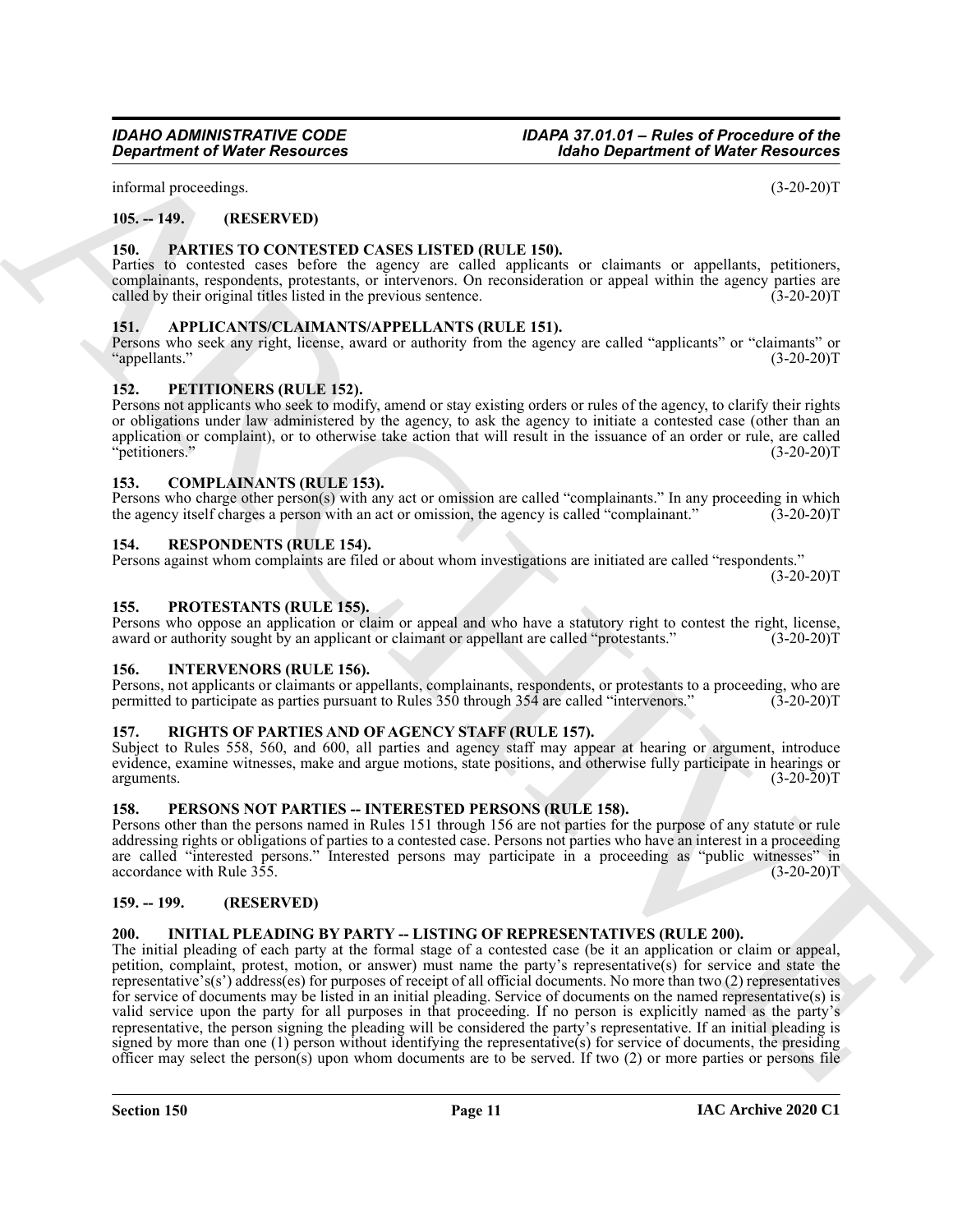informal proceedings. (3-20-20)T

### 105. -- 149. (RESERVED)

### 150. PARTIES TO CONTESTED CASES LISTED (RULE 150).

Parties to contested cases before the agency are called applicants or claimants or appellants, petitioners, complainants, respondents, protestants, or intervenors. On reconsideration or appeal within the agency parties are called by their original titles listed in the previous sentence. (3-20-20)T

### 151. APPLICANTS/CLAIMANTS/APPELLANTS (RULE 151).

Persons who seek any right, license, award or authority from the agency are called "applicants" or "claimants" or "appellants." (3-20-20)T

### 152. PETITIONERS (RULE 152).

Persons not applicants who seek to modify, amend or stay existing orders or rules of the agency, to clarify their rights or obligations under law administered by the agency, to ask the agency to initiate a contested case (other than an application or complaint), or to otherwise take action that will result in the issuance of an order or rule, are called "petitioners." (3-20-20)T

### 153. COMPLAINANTS (RULE 153).

Persons who charge other person(s) with any act or omission are called "complainants." In any proceeding in which the agency itself charges a person with an act or omission, the agency is called "complainant." (3-20-20)T

### 154. RESPONDENTS (RULE 154).

Persons against whom complaints are filed or about whom investigations are initiated are called "respondents." (3-20-20)T

### 155. PROTESTANTS (RULE 155).

Persons who oppose an application or claim or appeal and who have a statutory right to contest the right, license, award or authority sought by an applicant or claimant or appellant are called "protestants." (3-20-20)T

### 156. INTERVENORS (RULE 156).

Persons, not applicants or claimants or appellants, complainants, respondents, or protestants to a proceeding, who are permitted to participate as parties pursuant to Rules 350 through 354 are called "intervenors." (3-20-20)T

### 157. RIGHTS OF PARTIES AND OF AGENCY STAFF (RULE 157).

Subject to Rules 558, 560, and 600, all parties and agency staff may appear at hearing or argument, introduce evidence, examine witnesses, make and argue motions, state positions, and otherwise fully participate in hearings or arguments. (3-20-20)T

### 158. PERSONS NOT PARTIES -- INTERESTED PERSONS (RULE 158).

Persons other than the persons named in Rules 151 through 156 are not parties for the purpose of any statute or rule addressing rights or obligations of parties to a contested case. Persons not parties who have an interest in a proceeding are called "interested persons." Interested persons may participate in a proceeding as "public witnesses" in accordance with Rule 355. (3-20-20)T

### 159. -- 199. (RESERVED)

### 200. INITIAL PLEADING BY PARTY -- LISTING OF REPRESENTATIVES (RULE 200).

The initial pleading of each party at the formal stage of a contested case (be it an application or claim or appeal, petition, complaint, protest, motion, or answer) must name the party's representative(s) for service and state the representative's(s') address(es) for purposes of receipt of all official documents. No more than two (2) representatives for service of documents may be listed in an initial pleading. Service of documents on the named representative(s) is valid service upon the party for all purposes in that proceeding. If no person is explicitly named as the party's representative, the person signing the pleading will be considered the party's representative. If an initial pleading is signed by more than one (1) person without identifying the representative(s) for service of documents, the presiding officer may select the person(s) upon whom documents are to be served. If two (2) or more parties or persons file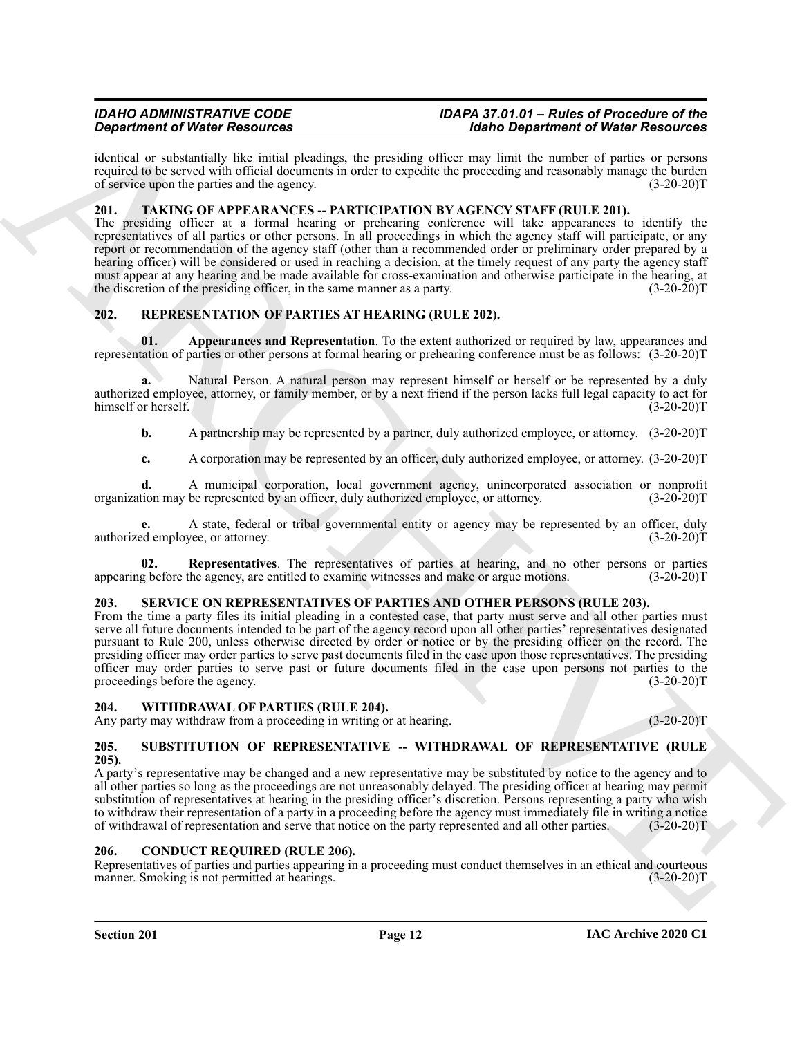identical or substantially like initial pleadings, the presiding officer may limit the number of parties or persons required to be served with official documents in order to expedite the proceeding and reasonably manage the burden of service upon the parties and the agency. (3-20-20)T

### 201. TAKING OF APPEARANCES -- PARTICIPATION BY AGENCY STAFF (RULE 201).

The presiding officer at a formal hearing or prehearing conference will take appearances to identify the representatives of all parties or other persons. In all proceedings in which the agency staff will participate, or any report or recommendation of the agency staff (other than a recommended order or preliminary order prepared by a hearing officer) will be considered or used in reaching a decision, at the timely request of any party the agency staff must appear at any hearing and be made available for cross-examination and otherwise participate in the hearing, at the discretion of the presiding officer, in the same manner as a party. (3-20-20)T

### 202. REPRESENTATION OF PARTIES AT HEARING (RULE 202).

**01. Appearances and Representation**. To the extent authorized or required by law, appearances and representation of parties or other persons at formal hearing or prehearing conference must be as follows: (3-20-20)T

**a.** Natural Person. A natural person may represent himself or herself or be represented by a duly authorized employee, attorney, or family member, or by a next friend if the person lacks full legal capacity to act for himself or herself. (3-20-20)T

**b.** A partnership may be represented by a partner, duly authorized employee, or attorney. (3-20-20)T

**c.** A corporation may be represented by an officer, duly authorized employee, or attorney. (3-20-20)T

**d.** A municipal corporation, local government agency, unincorporated association or nonprofit organization may be represented by an officer, duly authorized employee, or attorney. (3-20-20)T

**e.** A state, federal or tribal governmental entity or agency may be represented by an officer, duly authorized employee, or attorney. (3-20-20)T

**02. Representatives**. The representatives of parties at hearing, and no other persons or parties appearing before the agency, are entitled to examine witnesses and make or argue motions. (3-20-20)T

### 203. SERVICE ON REPRESENTATIVES OF PARTIES AND OTHER PERSONS (RULE 203).

From the time a party files its initial pleading in a contested case, that party must serve and all other parties must serve all future documents intended to be part of the agency record upon all other parties' representatives designated pursuant to Rule 200, unless otherwise directed by order or notice or by the presiding officer on the record. The presiding officer may order parties to serve past documents filed in the case upon those representatives. The presiding officer may order parties to serve past or future documents filed in the case upon persons not parties to the proceedings before the agency. (3-20-20)T

### 204. WITHDRAWAL OF PARTIES (RULE 204).

Any party may withdraw from a proceeding in writing or at hearing. (3-20-20)T

### 205. SUBSTITUTION OF REPRESENTATIVE -- WITHDRAWAL OF REPRESENTATIVE (RULE 205).

A party's representative may be changed and a new representative may be substituted by notice to the agency and to all other parties so long as the proceedings are not unreasonably delayed. The presiding officer at hearing may permit substitution of representatives at hearing in the presiding officer's discretion. Persons representing a party who wish to withdraw their representation of a party in a proceeding before the agency must immediately file in writing a notice of withdrawal of representation and serve that notice on the party represented and all other parties. (3-20-20)T

### 206. CONDUCT REQUIRED (RULE 206).

Representatives of parties and parties appearing in a proceeding must conduct themselves in an ethical and courteous manner. Smoking is not permitted at hearings. (3-20-20)T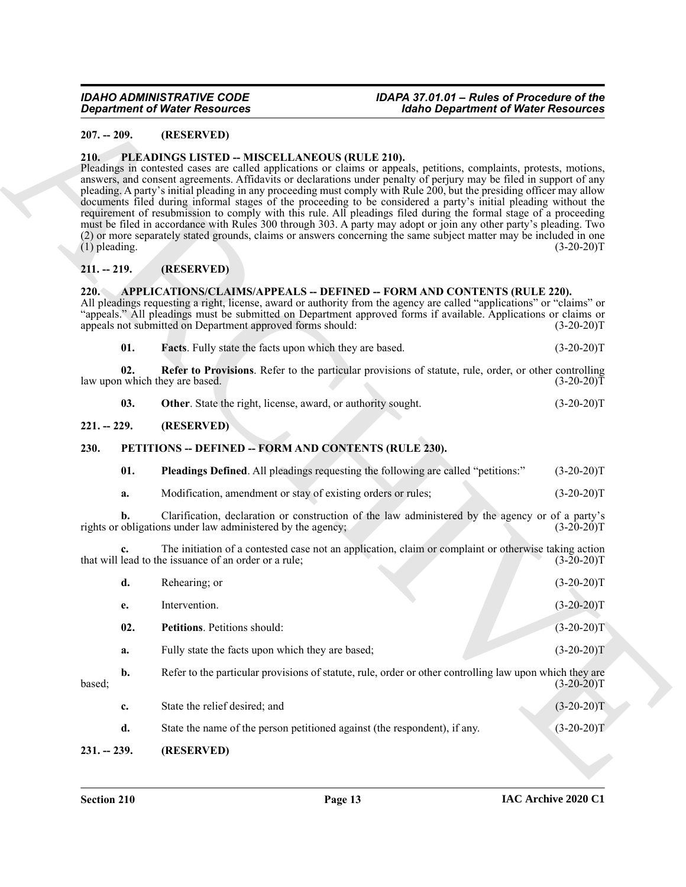**207. -- 209. (RESERVED)**

**210. PLEADINGS LISTED -- MISCELLANEOUS (RULE 210).**

Pleadings in contested cases are called applications or claims or appeals, petitions, complaints, protests, motions, answers, and consent agreements. Affidavits or declarations under penalty of perjury may be filed in support of any pleading. A party's initial pleading in any proceeding must comply with Rule 200, but the presiding officer may allow documents filed during informal stages of the proceeding to be considered a party's initial pleading without the requirement of resubmission to comply with this rule. All pleadings filed during the formal stage of a proceeding must be filed in accordance with Rules 300 through 303. A party may adopt or join any other party's pleading. Two (2) or more separately stated grounds, claims or answers concerning the same subject matter may be included in one (1) pleading. (3-20-20)T

**211. -- 219. (RESERVED)**

**220. APPLICATIONS/CLAIMS/APPEALS -- DEFINED -- FORM AND CONTENTS (RULE 220).**

All pleadings requesting a right, license, award or authority from the agency are called "applications" or "claims" or "appeals." All pleadings must be submitted on Department approved forms if available. Applications or claims or appeals not submitted on Department approved forms should: (3-20-20)T

**01. Facts**. Fully state the facts upon which they are based. (3-20-20)T

**02. Refer to Provisions**. Refer to the particular provisions of statute, rule, order, or other controlling law upon which they are based. (3-20-20)T

**03. Other**. State the right, license, award, or authority sought. (3-20-20)T

**221. -- 229. (RESERVED)**

**230. PETITIONS -- DEFINED -- FORM AND CONTENTS (RULE 230).**

**01. Pleadings Defined**. All pleadings requesting the following are called "petitions:" (3-20-20)T

**a.** Modification, amendment or stay of existing orders or rules; (3-20-20)T

**b.** Clarification, declaration or construction of the law administered by the agency or of a party's rights or obligations under law administered by the agency; (3-20-20)T

**c.** The initiation of a contested case not an application, claim or complaint or otherwise taking action that will lead to the issuance of an order or a rule; (3-20-20)T

**d.** Rehearing; or (3-20-20)T

**e.** Intervention. (3-20-20)T

**02. Petitions**. Petitions should: (3-20-20)T

**a.** Fully state the facts upon which they are based; (3-20-20)T

**b.** Refer to the particular provisions of statute, rule, order or other controlling law upon which they are based; (3-20-20)T

**c.** State the relief desired; and (3-20-20)T

**d.** State the name of the person petitioned against (the respondent), if any. (3-20-20)T

**231. -- 239. (RESERVED)**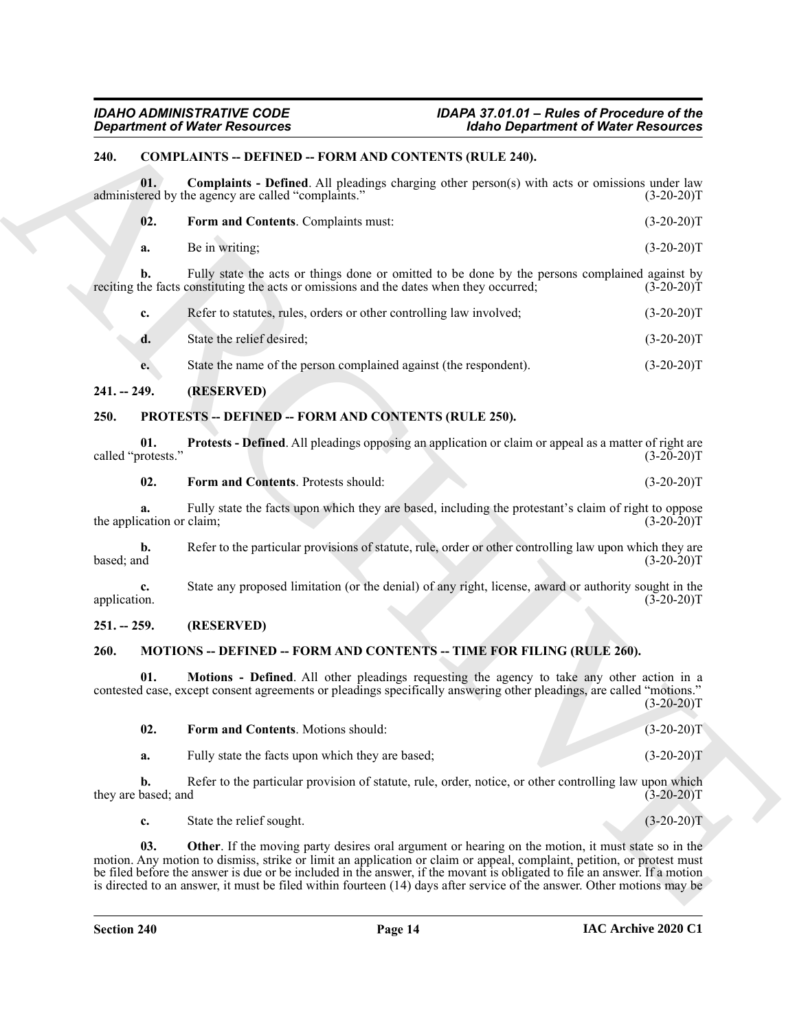## 240. COMPLAINTS -- DEFINED -- FORM AND CONTENTS (RULE 240).

**01. Complaints - Defined**. All pleadings charging other person(s) with acts or omissions under law administered by the agency are called "complaints." (3-20-20)T

**02. Form and Contents**. Complaints must: (3-20-20)T

**a.** Be in writing; (3-20-20)T

**b.** Fully state the acts or things done or omitted to be done by the persons complained against by reciting the facts constituting the acts or omissions and the dates when they occurred; (3-20-20)T

**c.** Refer to statutes, rules, orders or other controlling law involved; (3-20-20)T

**d.** State the relief desired; (3-20-20)T

**e.** State the name of the person complained against (the respondent). (3-20-20)T

## 241. -- 249. (RESERVED)

## 250. PROTESTS -- DEFINED -- FORM AND CONTENTS (RULE 250).

**01. Protests - Defined**. All pleadings opposing an application or claim or appeal as a matter of right are called "protests." (3-20-20)T

**02. Form and Contents**. Protests should: (3-20-20)T

**a.** Fully state the facts upon which they are based, including the protestant's claim of right to oppose the application or claim; (3-20-20)T

**b.** Refer to the particular provisions of statute, rule, order or other controlling law upon which they are based; and (3-20-20)T

**c.** State any proposed limitation (or the denial) of any right, license, award or authority sought in the application. (3-20-20)T

## 251. -- 259. (RESERVED)

## 260. MOTIONS -- DEFINED -- FORM AND CONTENTS -- TIME FOR FILING (RULE 260).

**01. Motions - Defined**. All other pleadings requesting the agency to take any other action in a contested case, except consent agreements or pleadings specifically answering other pleadings, are called "motions." (3-20-20)T

**02. Form and Contents**. Motions should: (3-20-20)T

**a.** Fully state the facts upon which they are based; (3-20-20)T

**b.** Refer to the particular provision of statute, rule, order, notice, or other controlling law upon which they are based; and (3-20-20)T

**c.** State the relief sought. (3-20-20)T

**03. Other**. If the moving party desires oral argument or hearing on the motion, it must state so in the motion. Any motion to dismiss, strike or limit an application or claim or appeal, complaint, petition, or protest must be filed before the answer is due or be included in the answer, if the movant is obligated to file an answer. If a motion is directed to an answer, it must be filed within fourteen (14) days after service of the answer. Other motions may be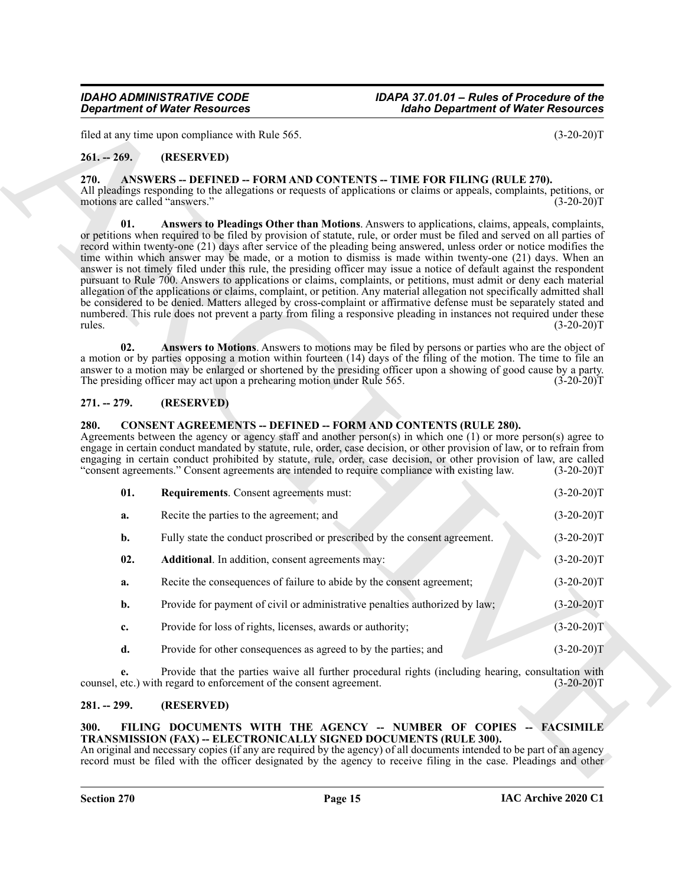filed at any time upon compliance with Rule 565. (3-20-20)T

## 261. -- 269. (RESERVED)

## 270. ANSWERS -- DEFINED -- FORM AND CONTENTS -- TIME FOR FILING (RULE 270).

All pleadings responding to the allegations or requests of applications or claims or appeals, complaints, petitions, or motions are called "answers." (3-20-20)T

**01. Answers to Pleadings Other than Motions**. Answers to applications, claims, appeals, complaints, or petitions when required to be filed by provision of statute, rule, or order must be filed and served on all parties of record within twenty-one (21) days after service of the pleading being answered, unless order or notice modifies the time within which answer may be made, or a motion to dismiss is made within twenty-one (21) days. When an answer is not timely filed under this rule, the presiding officer may issue a notice of default against the respondent pursuant to Rule 700. Answers to applications or claims, complaints, or petitions, must admit or deny each material allegation of the applications or claims, complaint, or petition. Any material allegation not specifically admitted shall be considered to be denied. Matters alleged by cross-complaint or affirmative defense must be separately stated and numbered. This rule does not prevent a party from filing a responsive pleading in instances not required under these rules. (3-20-20)T

**02. Answers to Motions**. Answers to motions may be filed by persons or parties who are the object of a motion or by parties opposing a motion within fourteen (14) days of the filing of the motion. The time to file an answer to a motion may be enlarged or shortened by the presiding officer upon a showing of good cause by a party. The presiding officer may act upon a prehearing motion under Rule 565. (3-20-20)T

## 271. -- 279. (RESERVED)

## 280. CONSENT AGREEMENTS -- DEFINED -- FORM AND CONTENTS (RULE 280).

Agreements between the agency or agency staff and another person(s) in which one (1) or more person(s) agree to engage in certain conduct mandated by statute, rule, order, case decision, or other provision of law, or to refrain from engaging in certain conduct prohibited by statute, rule, order, case decision, or other provision of law, are called "consent agreements." Consent agreements are intended to require compliance with existing law. (3-20-20)T

**01. Requirements**. Consent agreements must: (3-20-20)T

**a.** Recite the parties to the agreement; and (3-20-20)T

**b.** Fully state the conduct proscribed or prescribed by the consent agreement. (3-20-20)T

**02. Additional**. In addition, consent agreements may: (3-20-20)T

**a.** Recite the consequences of failure to abide by the consent agreement; (3-20-20)T

**b.** Provide for payment of civil or administrative penalties authorized by law; (3-20-20)T

**c.** Provide for loss of rights, licenses, awards or authority; (3-20-20)T

**d.** Provide for other consequences as agreed to by the parties; and (3-20-20)T

**e.** Provide that the parties waive all further procedural rights (including hearing, consultation with counsel, etc.) with regard to enforcement of the consent agreement. (3-20-20)T

## 281. -- 299. (RESERVED)

## 300. FILING DOCUMENTS WITH THE AGENCY -- NUMBER OF COPIES -- FACSIMILE TRANSMISSION (FAX) -- ELECTRONICALLY SIGNED DOCUMENTS (RULE 300).

An original and necessary copies (if any are required by the agency) of all documents intended to be part of an agency record must be filed with the officer designated by the agency to receive filing in the case. Pleadings and other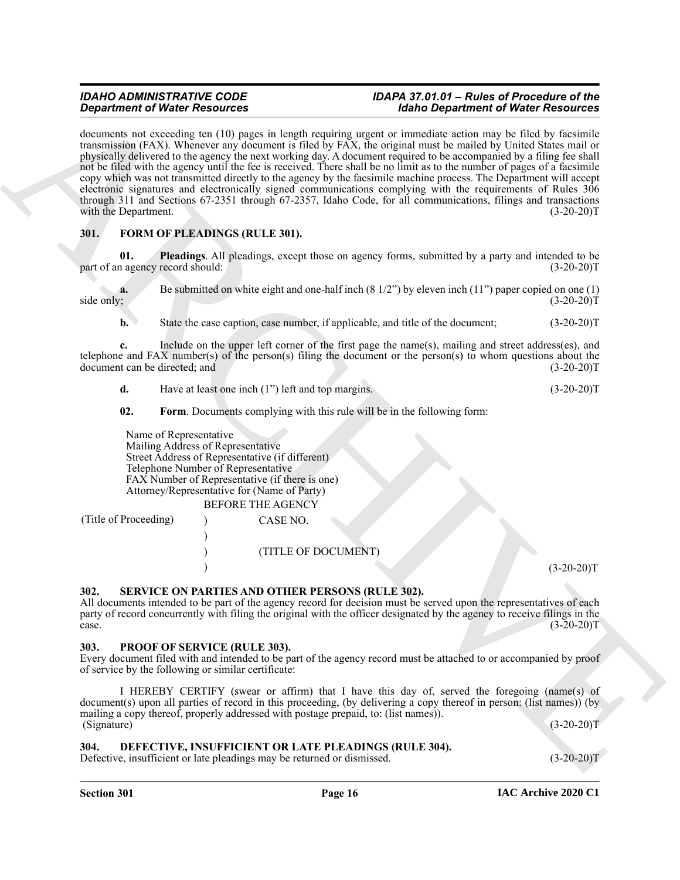documents not exceeding ten (10) pages in length requiring urgent or immediate action may be filed by facsimile transmission (FAX). Whenever any document is filed by FAX, the original must be mailed by United States mail or physically delivered to the agency the next working day. A document required to be accompanied by a filing fee shall not be filed with the agency until the fee is received. There shall be no limit as to the number of pages of a facsimile copy which was not transmitted directly to the agency by the facsimile machine process. The Department will accept electronic signatures and electronically signed communications complying with the requirements of Rules 306 through 311 and Sections 67-2351 through 67-2357, Idaho Code, for all communications, filings and transactions with the Department. (3-20-20)T

## 301. FORM OF PLEADINGS (RULE 301).

**01. Pleadings**. All pleadings, except those on agency forms, submitted by a party and intended to be part of an agency record should: (3-20-20)T

**a.** Be submitted on white eight and one-half inch (8 1/2") by eleven inch (11") paper copied on one (1) side only; (3-20-20)T

**b.** State the case caption, case number, if applicable, and title of the document; (3-20-20)T

**c.** Include on the upper left corner of the first page the name(s), mailing and street address(es), and telephone and FAX number(s) of the person(s) filing the document or the person(s) to whom questions about the document can be directed; and (3-20-20)T

**d.** Have at least one inch (1") left and top margins. (3-20-20)T

**02. Form**. Documents complying with this rule will be in the following form:

Name of Representative
Mailing Address of Representative
Street Address of Representative (if different)
Telephone Number of Representative
FAX Number of Representative (if there is one)
Attorney/Representative for (Name of Party)

BEFORE THE AGENCY

(Title of Proceeding) ) CASE NO.
)
) (TITLE OF DOCUMENT)
) (3-20-20)T

## 302. SERVICE ON PARTIES AND OTHER PERSONS (RULE 302).

All documents intended to be part of the agency record for decision must be served upon the representatives of each party of record concurrently with filing the original with the officer designated by the agency to receive filings in the case. (3-20-20)T

## 303. PROOF OF SERVICE (RULE 303).

Every document filed with and intended to be part of the agency record must be attached to or accompanied by proof of service by the following or similar certificate:

I HEREBY CERTIFY (swear or affirm) that I have this day of, served the foregoing (name(s) of document(s) upon all parties of record in this proceeding, (by delivering a copy thereof in person: (list names)) (by mailing a copy thereof, properly addressed with postage prepaid, to: (list names)).
(Signature) (3-20-20)T

## 304. DEFECTIVE, INSUFFICIENT OR LATE PLEADINGS (RULE 304).

Defective, insufficient or late pleadings may be returned or dismissed. (3-20-20)T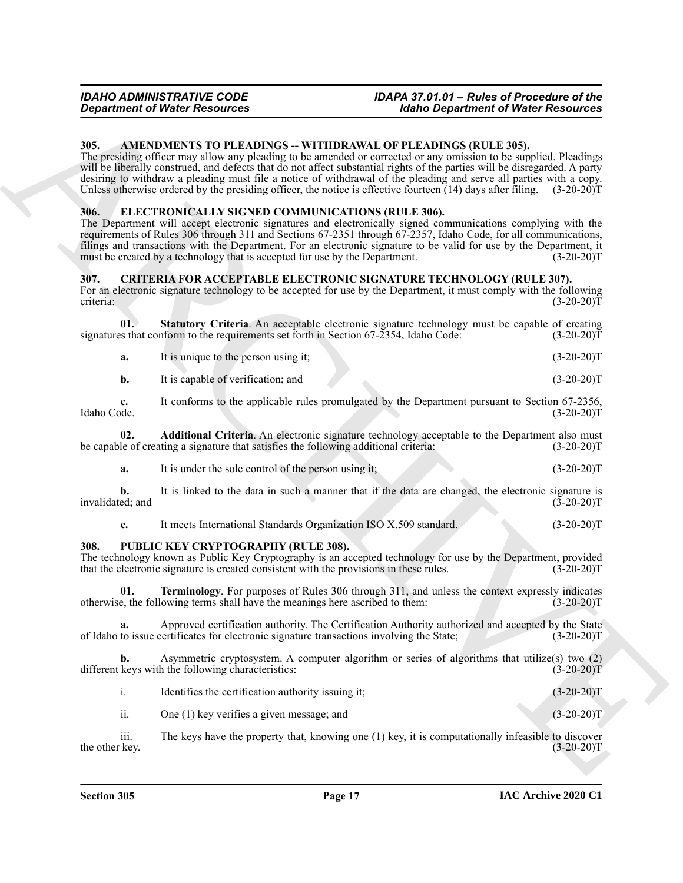### 305. AMENDMENTS TO PLEADINGS -- WITHDRAWAL OF PLEADINGS (RULE 305).

The presiding officer may allow any pleading to be amended or corrected or any omission to be supplied. Pleadings will be liberally construed, and defects that do not affect substantial rights of the parties will be disregarded. A party desiring to withdraw a pleading must file a notice of withdrawal of the pleading and serve all parties with a copy. Unless otherwise ordered by the presiding officer, the notice is effective fourteen (14) days after filing. (3-20-20)T

### 306. ELECTRONICALLY SIGNED COMMUNICATIONS (RULE 306).

The Department will accept electronic signatures and electronically signed communications complying with the requirements of Rules 306 through 311 and Sections 67-2351 through 67-2357, Idaho Code, for all communications, filings and transactions with the Department. For an electronic signature to be valid for use by the Department, it must be created by a technology that is accepted for use by the Department. (3-20-20)T

### 307. CRITERIA FOR ACCEPTABLE ELECTRONIC SIGNATURE TECHNOLOGY (RULE 307).

For an electronic signature technology to be accepted for use by the Department, it must comply with the following criteria: (3-20-20)T

**01. Statutory Criteria**. An acceptable electronic signature technology must be capable of creating signatures that conform to the requirements set forth in Section 67-2354, Idaho Code: (3-20-20)T

a. It is unique to the person using it; (3-20-20)T

b. It is capable of verification; and (3-20-20)T

c. It conforms to the applicable rules promulgated by the Department pursuant to Section 67-2356, Idaho Code. (3-20-20)T

**02. Additional Criteria**. An electronic signature technology acceptable to the Department also must be capable of creating a signature that satisfies the following additional criteria: (3-20-20)T

a. It is under the sole control of the person using it; (3-20-20)T

b. It is linked to the data in such a manner that if the data are changed, the electronic signature is invalidated; and (3-20-20)T

c. It meets International Standards Organization ISO X.509 standard. (3-20-20)T

### 308. PUBLIC KEY CRYPTOGRAPHY (RULE 308).

The technology known as Public Key Cryptography is an accepted technology for use by the Department, provided that the electronic signature is created consistent with the provisions in these rules. (3-20-20)T

**01. Terminology**. For purposes of Rules 306 through 311, and unless the context expressly indicates otherwise, the following terms shall have the meanings here ascribed to them: (3-20-20)T

a. Approved certification authority. The Certification Authority authorized and accepted by the State of Idaho to issue certificates for electronic signature transactions involving the State; (3-20-20)T

b. Asymmetric cryptosystem. A computer algorithm or series of algorithms that utilize(s) two (2) different keys with the following characteristics: (3-20-20)T

i. Identifies the certification authority issuing it; (3-20-20)T

ii. One (1) key verifies a given message; and (3-20-20)T

iii. The keys have the property that, knowing one (1) key, it is computationally infeasible to discover the other key. (3-20-20)T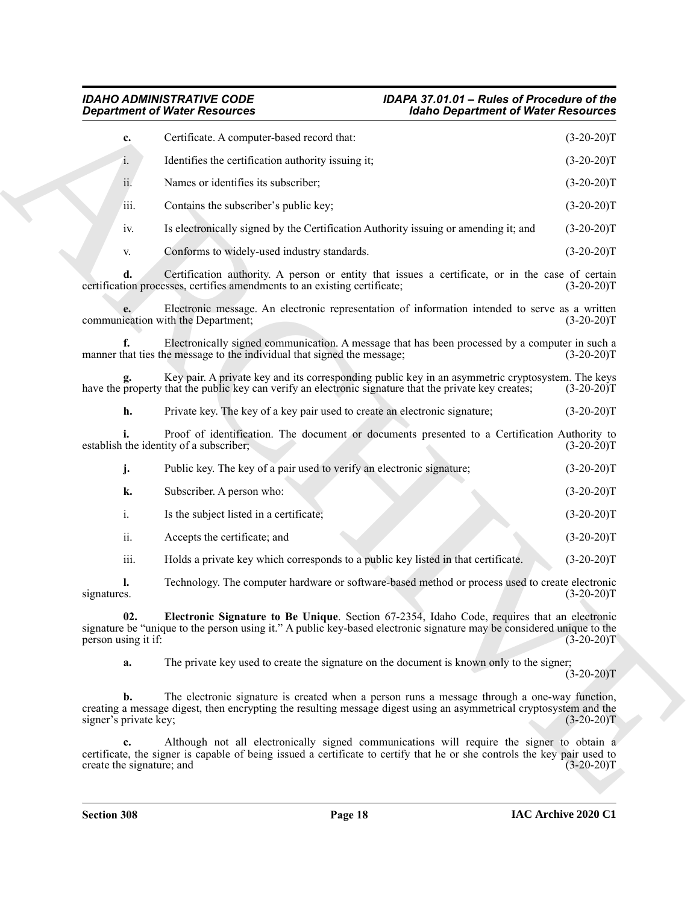**c.** Certificate. A computer-based record that: (3-20-20)T

i. Identifies the certification authority issuing it; (3-20-20)T

ii. Names or identifies its subscriber; (3-20-20)T

iii. Contains the subscriber's public key; (3-20-20)T

iv. Is electronically signed by the Certification Authority issuing or amending it; and (3-20-20)T

v. Conforms to widely-used industry standards. (3-20-20)T

**d.** Certification authority. A person or entity that issues a certificate, or in the case of certain certification processes, certifies amendments to an existing certificate; (3-20-20)T

**e.** Electronic message. An electronic representation of information intended to serve as a written communication with the Department; (3-20-20)T

**f.** Electronically signed communication. A message that has been processed by a computer in such a manner that ties the message to the individual that signed the message; (3-20-20)T

**g.** Key pair. A private key and its corresponding public key in an asymmetric cryptosystem. The keys have the property that the public key can verify an electronic signature that the private key creates; (3-20-20)T

**h.** Private key. The key of a key pair used to create an electronic signature; (3-20-20)T

**i.** Proof of identification. The document or documents presented to a Certification Authority to establish the identity of a subscriber; (3-20-20)T

**j.** Public key. The key of a pair used to verify an electronic signature; (3-20-20)T

**k.** Subscriber. A person who: (3-20-20)T

i. Is the subject listed in a certificate; (3-20-20)T

ii. Accepts the certificate; and (3-20-20)T

iii. Holds a private key which corresponds to a public key listed in that certificate. (3-20-20)T

**l.** Technology. The computer hardware or software-based method or process used to create electronic signatures. (3-20-20)T

**02. Electronic Signature to Be Unique**. Section 67-2354, Idaho Code, requires that an electronic signature be "unique to the person using it." A public key-based electronic signature may be considered unique to the person using it if: (3-20-20)T

**a.** The private key used to create the signature on the document is known only to the signer; (3-20-20)T

**b.** The electronic signature is created when a person runs a message through a one-way function, creating a message digest, then encrypting the resulting message digest using an asymmetrical cryptosystem and the signer's private key; (3-20-20)T

**c.** Although not all electronically signed communications will require the signer to obtain a certificate, the signer is capable of being issued a certificate to certify that he or she controls the key pair used to create the signature; and (3-20-20)T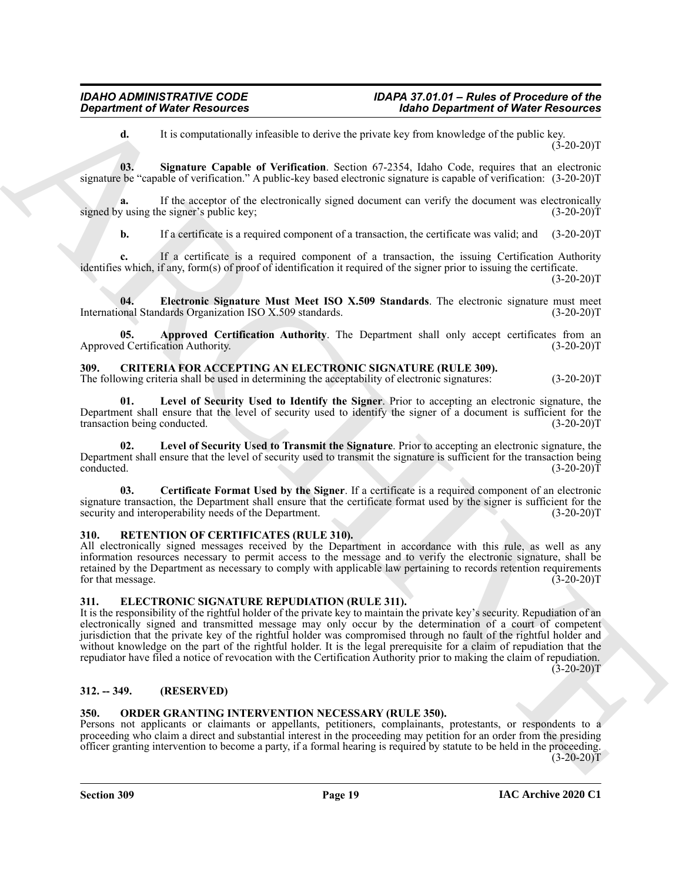**d.** It is computationally infeasible to derive the private key from knowledge of the public key. (3-20-20)T

**03. Signature Capable of Verification**. Section 67-2354, Idaho Code, requires that an electronic signature be "capable of verification." A public-key based electronic signature is capable of verification: (3-20-20)T

**a.** If the acceptor of the electronically signed document can verify the document was electronically signed by using the signer's public key; (3-20-20)T

**b.** If a certificate is a required component of a transaction, the certificate was valid; and (3-20-20)T

**c.** If a certificate is a required component of a transaction, the issuing Certification Authority identifies which, if any, form(s) of proof of identification it required of the signer prior to issuing the certificate. (3-20-20)T

**04. Electronic Signature Must Meet ISO X.509 Standards**. The electronic signature must meet International Standards Organization ISO X.509 standards. (3-20-20)T

**05. Approved Certification Authority**. The Department shall only accept certificates from an Approved Certification Authority. (3-20-20)T

### 309. CRITERIA FOR ACCEPTING AN ELECTRONIC SIGNATURE (RULE 309).

The following criteria shall be used in determining the acceptability of electronic signatures: (3-20-20)T

**01. Level of Security Used to Identify the Signer**. Prior to accepting an electronic signature, the Department shall ensure that the level of security used to identify the signer of a document is sufficient for the transaction being conducted. (3-20-20)T

**02. Level of Security Used to Transmit the Signature**. Prior to accepting an electronic signature, the Department shall ensure that the level of security used to transmit the signature is sufficient for the transaction being conducted. (3-20-20)T

**03. Certificate Format Used by the Signer**. If a certificate is a required component of an electronic signature transaction, the Department shall ensure that the certificate format used by the signer is sufficient for the security and interoperability needs of the Department. (3-20-20)T

### 310. RETENTION OF CERTIFICATES (RULE 310).

All electronically signed messages received by the Department in accordance with this rule, as well as any information resources necessary to permit access to the message and to verify the electronic signature, shall be retained by the Department as necessary to comply with applicable law pertaining to records retention requirements for that message. (3-20-20)T

### 311. ELECTRONIC SIGNATURE REPUDIATION (RULE 311).

It is the responsibility of the rightful holder of the private key to maintain the private key's security. Repudiation of an electronically signed and transmitted message may only occur by the determination of a court of competent jurisdiction that the private key of the rightful holder was compromised through no fault of the rightful holder and without knowledge on the part of the rightful holder. It is the legal prerequisite for a claim of repudiation that the repudiator have filed a notice of revocation with the Certification Authority prior to making the claim of repudiation. (3-20-20)T

### 312. -- 349. (RESERVED)

### 350. ORDER GRANTING INTERVENTION NECESSARY (RULE 350).

Persons not applicants or claimants or appellants, petitioners, complainants, protestants, or respondents to a proceeding who claim a direct and substantial interest in the proceeding may petition for an order from the presiding officer granting intervention to become a party, if a formal hearing is required by statute to be held in the proceeding. (3-20-20)T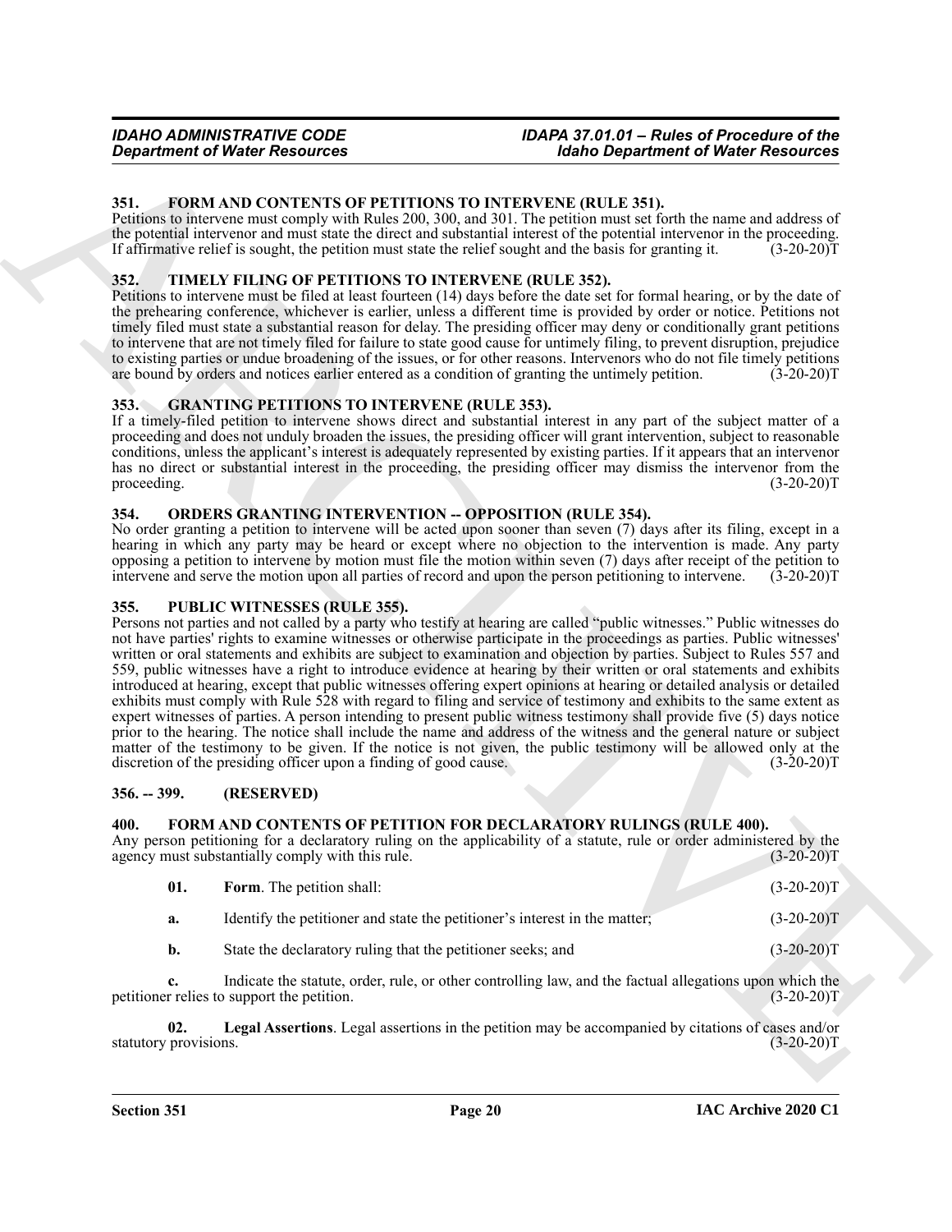### 351. FORM AND CONTENTS OF PETITIONS TO INTERVENE (RULE 351).

Petitions to intervene must comply with Rules 200, 300, and 301. The petition must set forth the name and address of the potential intervenor and must state the direct and substantial interest of the potential intervenor in the proceeding. If affirmative relief is sought, the petition must state the relief sought and the basis for granting it. (3-20-20)T

### 352. TIMELY FILING OF PETITIONS TO INTERVENE (RULE 352).

Petitions to intervene must be filed at least fourteen (14) days before the date set for formal hearing, or by the date of the prehearing conference, whichever is earlier, unless a different time is provided by order or notice. Petitions not timely filed must state a substantial reason for delay. The presiding officer may deny or conditionally grant petitions to intervene that are not timely filed for failure to state good cause for untimely filing, to prevent disruption, prejudice to existing parties or undue broadening of the issues, or for other reasons. Intervenors who do not file timely petitions are bound by orders and notices earlier entered as a condition of granting the untimely petition. (3-20-20)T

### 353. GRANTING PETITIONS TO INTERVENE (RULE 353).

If a timely-filed petition to intervene shows direct and substantial interest in any part of the subject matter of a proceeding and does not unduly broaden the issues, the presiding officer will grant intervention, subject to reasonable conditions, unless the applicant's interest is adequately represented by existing parties. If it appears that an intervenor has no direct or substantial interest in the proceeding, the presiding officer may dismiss the intervenor from the proceeding. (3-20-20)T

### 354. ORDERS GRANTING INTERVENTION -- OPPOSITION (RULE 354).

No order granting a petition to intervene will be acted upon sooner than seven (7) days after its filing, except in a hearing in which any party may be heard or except where no objection to the intervention is made. Any party opposing a petition to intervene by motion must file the motion within seven (7) days after receipt of the petition to intervene and serve the motion upon all parties of record and upon the person petitioning to intervene. (3-20-20)T

### 355. PUBLIC WITNESSES (RULE 355).

Persons not parties and not called by a party who testify at hearing are called "public witnesses." Public witnesses do not have parties' rights to examine witnesses or otherwise participate in the proceedings as parties. Public witnesses' written or oral statements and exhibits are subject to examination and objection by parties. Subject to Rules 557 and 559, public witnesses have a right to introduce evidence at hearing by their written or oral statements and exhibits introduced at hearing, except that public witnesses offering expert opinions at hearing or detailed analysis or detailed exhibits must comply with Rule 528 with regard to filing and service of testimony and exhibits to the same extent as expert witnesses of parties. A person intending to present public witness testimony shall provide five (5) days notice prior to the hearing. The notice shall include the name and address of the witness and the general nature or subject matter of the testimony to be given. If the notice is not given, the public testimony will be allowed only at the discretion of the presiding officer upon a finding of good cause. (3-20-20)T

### 356. -- 399. (RESERVED)

### 400. FORM AND CONTENTS OF PETITION FOR DECLARATORY RULINGS (RULE 400).

Any person petitioning for a declaratory ruling on the applicability of a statute, rule or order administered by the agency must substantially comply with this rule. (3-20-20)T

**01. Form**. The petition shall: (3-20-20)T

**a.** Identify the petitioner and state the petitioner's interest in the matter; (3-20-20)T

**b.** State the declaratory ruling that the petitioner seeks; and (3-20-20)T

**c.** Indicate the statute, order, rule, or other controlling law, and the factual allegations upon which the petitioner relies to support the petition. (3-20-20)T

**02. Legal Assertions**. Legal assertions in the petition may be accompanied by citations of cases and/or statutory provisions. (3-20-20)T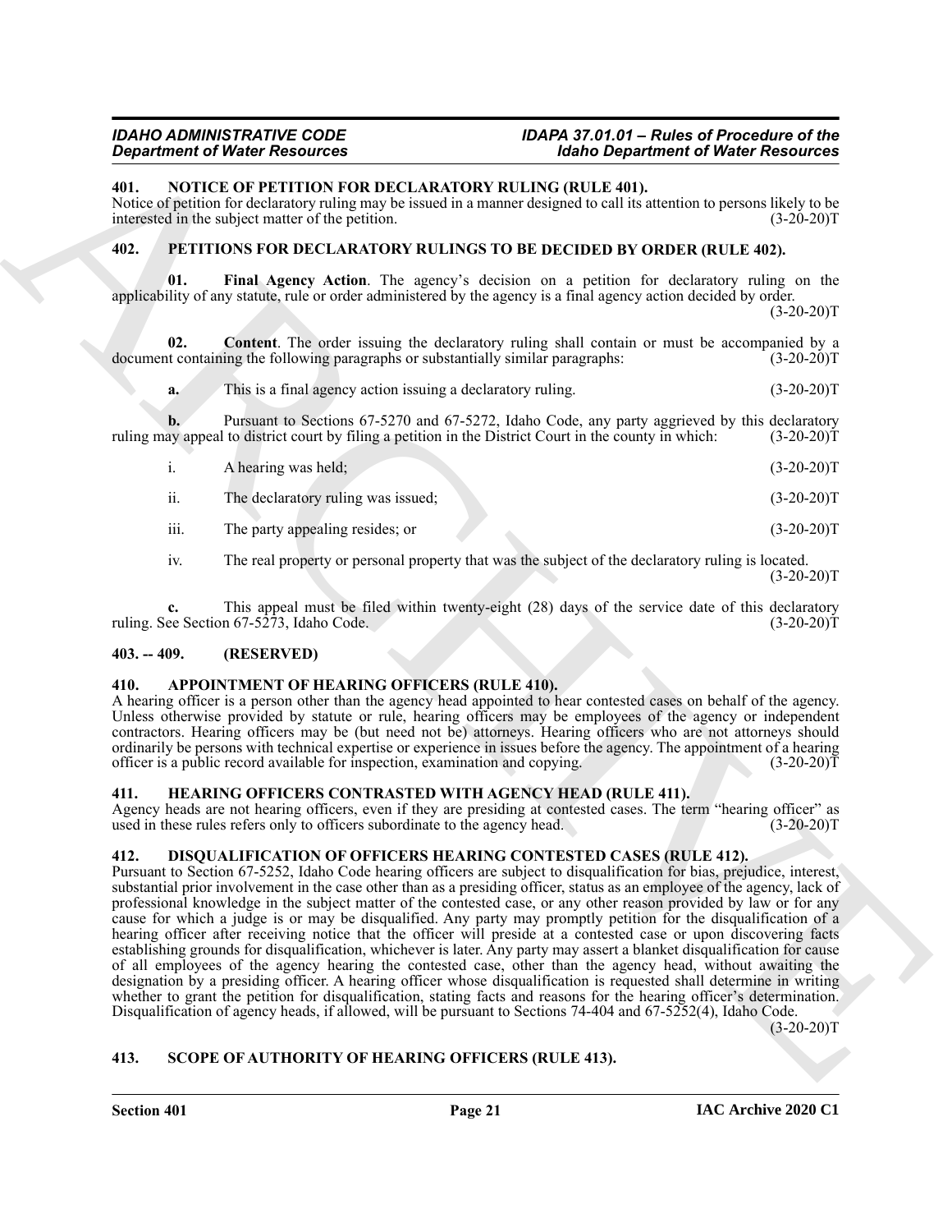## 401. NOTICE OF PETITION FOR DECLARATORY RULING (RULE 401).

Notice of petition for declaratory ruling may be issued in a manner designed to call its attention to persons likely to be interested in the subject matter of the petition. (3-20-20)T

## 402. PETITIONS FOR DECLARATORY RULINGS TO BE DECIDED BY ORDER (RULE 402).

**01. Final Agency Action**. The agency's decision on a petition for declaratory ruling on the applicability of any statute, rule or order administered by the agency is a final agency action decided by order. (3-20-20)T

**02. Content**. The order issuing the declaratory ruling shall contain or must be accompanied by a document containing the following paragraphs or substantially similar paragraphs: (3-20-20)T

**a.** This is a final agency action issuing a declaratory ruling. (3-20-20)T

**b.** Pursuant to Sections 67-5270 and 67-5272, Idaho Code, any party aggrieved by this declaratory ruling may appeal to district court by filing a petition in the District Court in the county in which: (3-20-20)T

i. A hearing was held; (3-20-20)T

ii. The declaratory ruling was issued; (3-20-20)T

iii. The party appealing resides; or (3-20-20)T

iv. The real property or personal property that was the subject of the declaratory ruling is located. (3-20-20)T

**c.** This appeal must be filed within twenty-eight (28) days of the service date of this declaratory ruling. See Section 67-5273, Idaho Code. (3-20-20)T

## 403. -- 409. (RESERVED)

## 410. APPOINTMENT OF HEARING OFFICERS (RULE 410).

A hearing officer is a person other than the agency head appointed to hear contested cases on behalf of the agency. Unless otherwise provided by statute or rule, hearing officers may be employees of the agency or independent contractors. Hearing officers may be (but need not be) attorneys. Hearing officers who are not attorneys should ordinarily be persons with technical expertise or experience in issues before the agency. The appointment of a hearing officer is a public record available for inspection, examination and copying. (3-20-20)T

## 411. HEARING OFFICERS CONTRASTED WITH AGENCY HEAD (RULE 411).

Agency heads are not hearing officers, even if they are presiding at contested cases. The term "hearing officer" as used in these rules refers only to officers subordinate to the agency head. (3-20-20)T

## 412. DISQUALIFICATION OF OFFICERS HEARING CONTESTED CASES (RULE 412).

Pursuant to Section 67-5252, Idaho Code hearing officers are subject to disqualification for bias, prejudice, interest, substantial prior involvement in the case other than as a presiding officer, status as an employee of the agency, lack of professional knowledge in the subject matter of the contested case, or any other reason provided by law or for any cause for which a judge is or may be disqualified. Any party may promptly petition for the disqualification of a hearing officer after receiving notice that the officer will preside at a contested case or upon discovering facts establishing grounds for disqualification, whichever is later. Any party may assert a blanket disqualification for cause of all employees of the agency hearing the contested case, other than the agency head, without awaiting the designation by a presiding officer. A hearing officer whose disqualification is requested shall determine in writing whether to grant the petition for disqualification, stating facts and reasons for the hearing officer's determination. Disqualification of agency heads, if allowed, will be pursuant to Sections 74-404 and 67-5252(4), Idaho Code. (3-20-20)T

## 413. SCOPE OF AUTHORITY OF HEARING OFFICERS (RULE 413).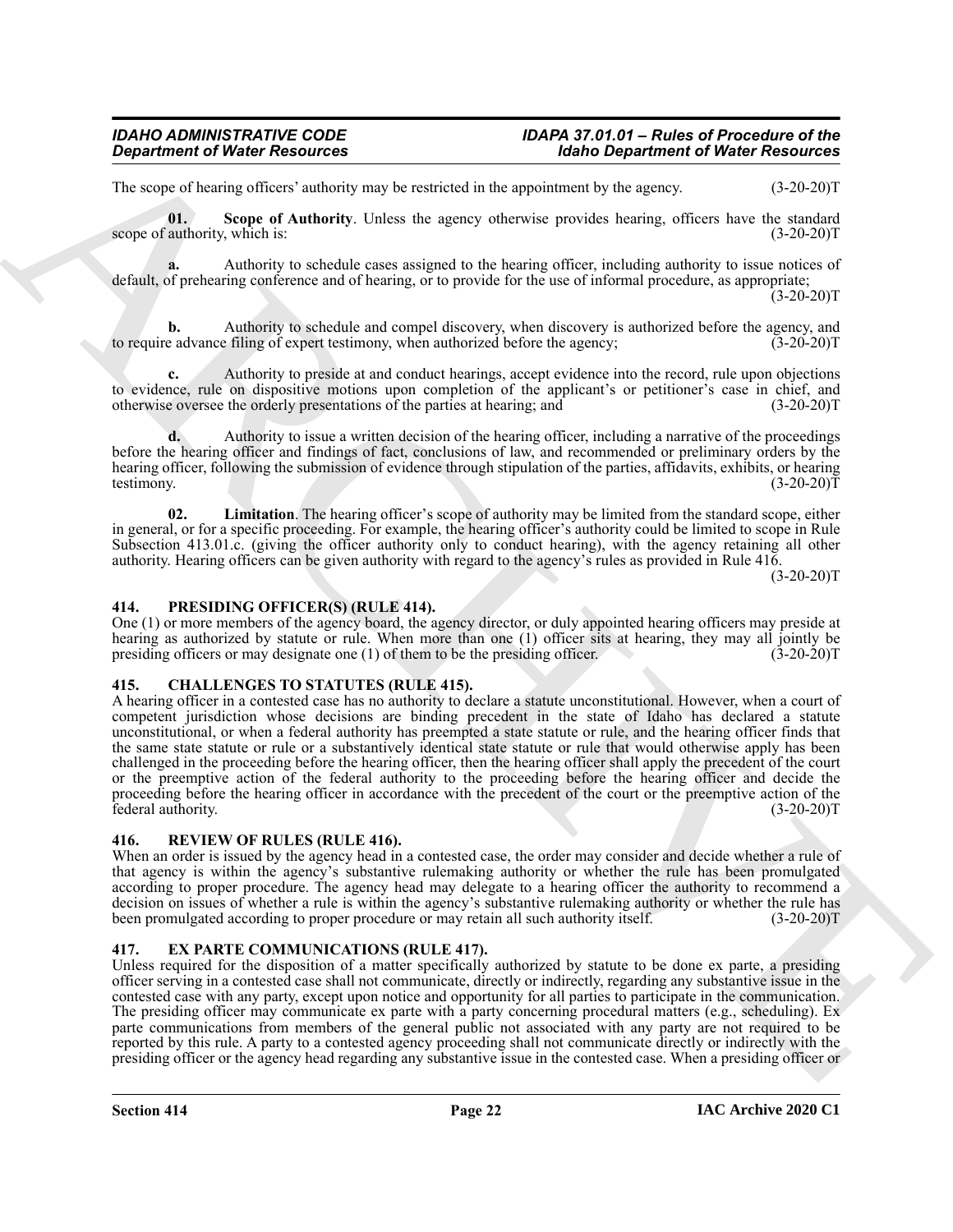The scope of hearing officers' authority may be restricted in the appointment by the agency. (3-20-20)T

**01. Scope of Authority**. Unless the agency otherwise provides hearing, officers have the standard scope of authority, which is: (3-20-20)T

**a.** Authority to schedule cases assigned to the hearing officer, including authority to issue notices of default, of prehearing conference and of hearing, or to provide for the use of informal procedure, as appropriate; (3-20-20)T

**b.** Authority to schedule and compel discovery, when discovery is authorized before the agency, and to require advance filing of expert testimony, when authorized before the agency; (3-20-20)T

**c.** Authority to preside at and conduct hearings, accept evidence into the record, rule upon objections to evidence, rule on dispositive motions upon completion of the applicant's or petitioner's case in chief, and otherwise oversee the orderly presentations of the parties at hearing; and (3-20-20)T

**d.** Authority to issue a written decision of the hearing officer, including a narrative of the proceedings before the hearing officer and findings of fact, conclusions of law, and recommended or preliminary orders by the hearing officer, following the submission of evidence through stipulation of the parties, affidavits, exhibits, or hearing testimony. (3-20-20)T

**02. Limitation**. The hearing officer's scope of authority may be limited from the standard scope, either in general, or for a specific proceeding. For example, the hearing officer's authority could be limited to scope in Rule Subsection 413.01.c. (giving the officer authority only to conduct hearing), with the agency retaining all other authority. Hearing officers can be given authority with regard to the agency's rules as provided in Rule 416. (3-20-20)T

## 414. PRESIDING OFFICER(S) (RULE 414).

One (1) or more members of the agency board, the agency director, or duly appointed hearing officers may preside at hearing as authorized by statute or rule. When more than one (1) officer sits at hearing, they may all jointly be presiding officers or may designate one (1) of them to be the presiding officer. (3-20-20)T

## 415. CHALLENGES TO STATUTES (RULE 415).

A hearing officer in a contested case has no authority to declare a statute unconstitutional. However, when a court of competent jurisdiction whose decisions are binding precedent in the state of Idaho has declared a statute unconstitutional, or when a federal authority has preempted a state statute or rule, and the hearing officer finds that the same state statute or rule or a substantively identical state statute or rule that would otherwise apply has been challenged in the proceeding before the hearing officer, then the hearing officer shall apply the precedent of the court or the preemptive action of the federal authority to the proceeding before the hearing officer and decide the proceeding before the hearing officer in accordance with the precedent of the court or the preemptive action of the federal authority. (3-20-20)T

## 416. REVIEW OF RULES (RULE 416).

When an order is issued by the agency head in a contested case, the order may consider and decide whether a rule of that agency is within the agency's substantive rulemaking authority or whether the rule has been promulgated according to proper procedure. The agency head may delegate to a hearing officer the authority to recommend a decision on issues of whether a rule is within the agency's substantive rulemaking authority or whether the rule has been promulgated according to proper procedure or may retain all such authority itself. (3-20-20)T

## 417. EX PARTE COMMUNICATIONS (RULE 417).

Unless required for the disposition of a matter specifically authorized by statute to be done ex parte, a presiding officer serving in a contested case shall not communicate, directly or indirectly, regarding any substantive issue in the contested case with any party, except upon notice and opportunity for all parties to participate in the communication. The presiding officer may communicate ex parte with a party concerning procedural matters (e.g., scheduling). Ex parte communications from members of the general public not associated with any party are not required to be reported by this rule. A party to a contested agency proceeding shall not communicate directly or indirectly with the presiding officer or the agency head regarding any substantive issue in the contested case. When a presiding officer or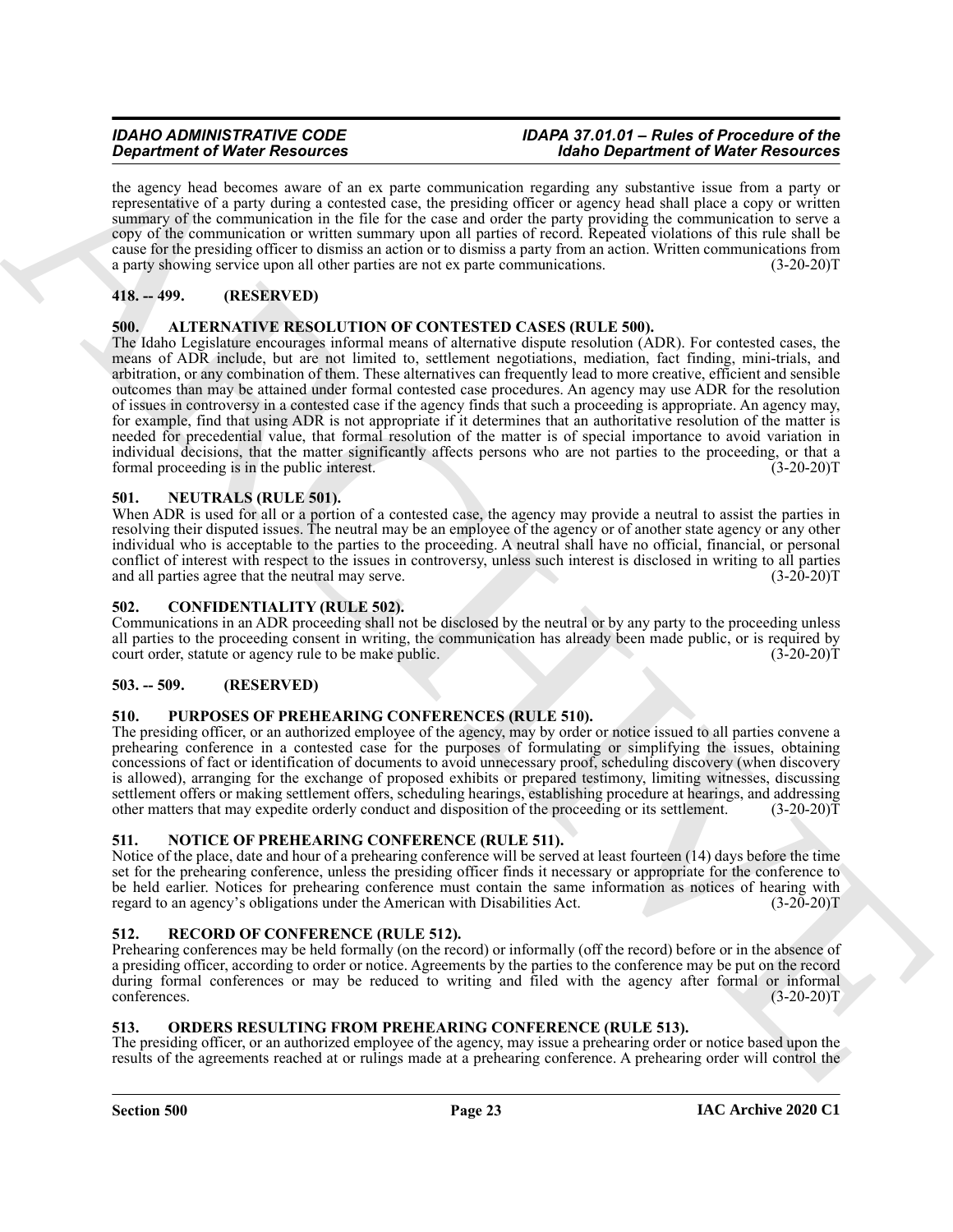the agency head becomes aware of an ex parte communication regarding any substantive issue from a party or representative of a party during a contested case, the presiding officer or agency head shall place a copy or written summary of the communication in the file for the case and order the party providing the communication to serve a copy of the communication or written summary upon all parties of record. Repeated violations of this rule shall be cause for the presiding officer to dismiss an action or to dismiss a party from an action. Written communications from a party showing service upon all other parties are not ex parte communications. (3-20-20)T

## 418. -- 499. (RESERVED)

## 500. ALTERNATIVE RESOLUTION OF CONTESTED CASES (RULE 500).

The Idaho Legislature encourages informal means of alternative dispute resolution (ADR). For contested cases, the means of ADR include, but are not limited to, settlement negotiations, mediation, fact finding, mini-trials, and arbitration, or any combination of them. These alternatives can frequently lead to more creative, efficient and sensible outcomes than may be attained under formal contested case procedures. An agency may use ADR for the resolution of issues in controversy in a contested case if the agency finds that such a proceeding is appropriate. An agency may, for example, find that using ADR is not appropriate if it determines that an authoritative resolution of the matter is needed for precedential value, that formal resolution of the matter is of special importance to avoid variation in individual decisions, that the matter significantly affects persons who are not parties to the proceeding, or that a formal proceeding is in the public interest. (3-20-20)T

## 501. NEUTRALS (RULE 501).

When ADR is used for all or a portion of a contested case, the agency may provide a neutral to assist the parties in resolving their disputed issues. The neutral may be an employee of the agency or of another state agency or any other individual who is acceptable to the parties to the proceeding. A neutral shall have no official, financial, or personal conflict of interest with respect to the issues in controversy, unless such interest is disclosed in writing to all parties and all parties agree that the neutral may serve. (3-20-20)T

## 502. CONFIDENTIALITY (RULE 502).

Communications in an ADR proceeding shall not be disclosed by the neutral or by any party to the proceeding unless all parties to the proceeding consent in writing, the communication has already been made public, or is required by court order, statute or agency rule to be make public. (3-20-20)T

## 503. -- 509. (RESERVED)

## 510. PURPOSES OF PREHEARING CONFERENCES (RULE 510).

The presiding officer, or an authorized employee of the agency, may by order or notice issued to all parties convene a prehearing conference in a contested case for the purposes of formulating or simplifying the issues, obtaining concessions of fact or identification of documents to avoid unnecessary proof, scheduling discovery (when discovery is allowed), arranging for the exchange of proposed exhibits or prepared testimony, limiting witnesses, discussing settlement offers or making settlement offers, scheduling hearings, establishing procedure at hearings, and addressing other matters that may expedite orderly conduct and disposition of the proceeding or its settlement. (3-20-20)T

## 511. NOTICE OF PREHEARING CONFERENCE (RULE 511).

Notice of the place, date and hour of a prehearing conference will be served at least fourteen (14) days before the time set for the prehearing conference, unless the presiding officer finds it necessary or appropriate for the conference to be held earlier. Notices for prehearing conference must contain the same information as notices of hearing with regard to an agency's obligations under the American with Disabilities Act. (3-20-20)T

## 512. RECORD OF CONFERENCE (RULE 512).

Prehearing conferences may be held formally (on the record) or informally (off the record) before or in the absence of a presiding officer, according to order or notice. Agreements by the parties to the conference may be put on the record during formal conferences or may be reduced to writing and filed with the agency after formal or informal conferences. (3-20-20)T

## 513. ORDERS RESULTING FROM PREHEARING CONFERENCE (RULE 513).

The presiding officer, or an authorized employee of the agency, may issue a prehearing order or notice based upon the results of the agreements reached at or rulings made at a prehearing conference. A prehearing order will control the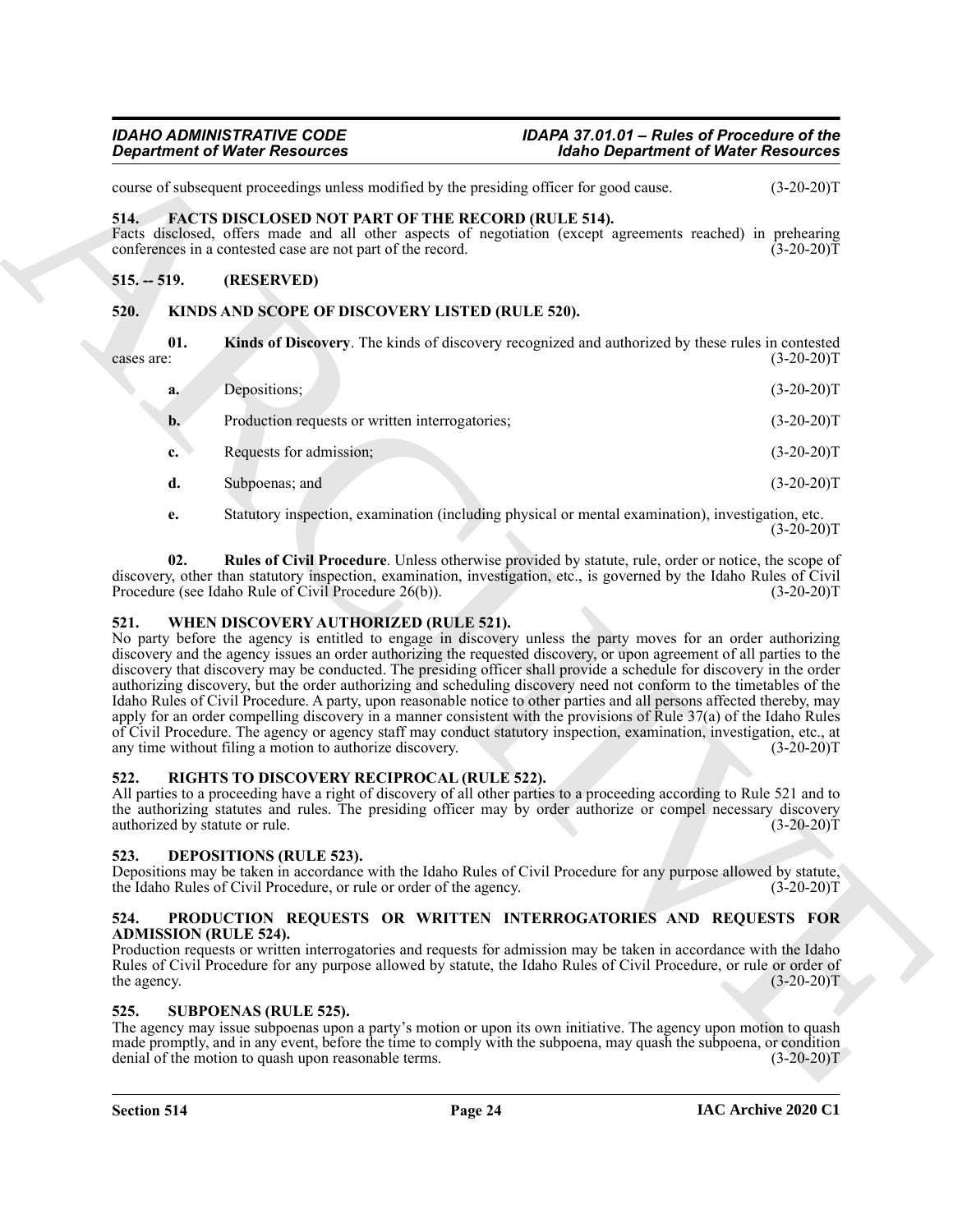course of subsequent proceedings unless modified by the presiding officer for good cause. (3-20-20)T

### 514. FACTS DISCLOSED NOT PART OF THE RECORD (RULE 514).

Facts disclosed, offers made and all other aspects of negotiation (except agreements reached) in prehearing conferences in a contested case are not part of the record. (3-20-20)T

### 515. -- 519. (RESERVED)

### 520. KINDS AND SCOPE OF DISCOVERY LISTED (RULE 520).

**01. Kinds of Discovery**. The kinds of discovery recognized and authorized by these rules in contested cases are: (3-20-20)T

**a.** Depositions; (3-20-20)T

**b.** Production requests or written interrogatories; (3-20-20)T

**c.** Requests for admission; (3-20-20)T

**d.** Subpoenas; and (3-20-20)T

**e.** Statutory inspection, examination (including physical or mental examination), investigation, etc. (3-20-20)T

**02. Rules of Civil Procedure**. Unless otherwise provided by statute, rule, order or notice, the scope of discovery, other than statutory inspection, examination, investigation, etc., is governed by the Idaho Rules of Civil Procedure (see Idaho Rule of Civil Procedure 26(b)). (3-20-20)T

### 521. WHEN DISCOVERY AUTHORIZED (RULE 521).

No party before the agency is entitled to engage in discovery unless the party moves for an order authorizing discovery and the agency issues an order authorizing the requested discovery, or upon agreement of all parties to the discovery that discovery may be conducted. The presiding officer shall provide a schedule for discovery in the order authorizing discovery, but the order authorizing and scheduling discovery need not conform to the timetables of the Idaho Rules of Civil Procedure. A party, upon reasonable notice to other parties and all persons affected thereby, may apply for an order compelling discovery in a manner consistent with the provisions of Rule 37(a) of the Idaho Rules of Civil Procedure. The agency or agency staff may conduct statutory inspection, examination, investigation, etc., at any time without filing a motion to authorize discovery. (3-20-20)T

### 522. RIGHTS TO DISCOVERY RECIPROCAL (RULE 522).

All parties to a proceeding have a right of discovery of all other parties to a proceeding according to Rule 521 and to the authorizing statutes and rules. The presiding officer may by order authorize or compel necessary discovery authorized by statute or rule. (3-20-20)T

### 523. DEPOSITIONS (RULE 523).

Depositions may be taken in accordance with the Idaho Rules of Civil Procedure for any purpose allowed by statute, the Idaho Rules of Civil Procedure, or rule or order of the agency. (3-20-20)T

### 524. PRODUCTION REQUESTS OR WRITTEN INTERROGATORIES AND REQUESTS FOR ADMISSION (RULE 524).

Production requests or written interrogatories and requests for admission may be taken in accordance with the Idaho Rules of Civil Procedure for any purpose allowed by statute, the Idaho Rules of Civil Procedure, or rule or order of the agency. (3-20-20)T

### 525. SUBPOENAS (RULE 525).

The agency may issue subpoenas upon a party's motion or upon its own initiative. The agency upon motion to quash made promptly, and in any event, before the time to comply with the subpoena, may quash the subpoena, or condition denial of the motion to quash upon reasonable terms. (3-20-20)T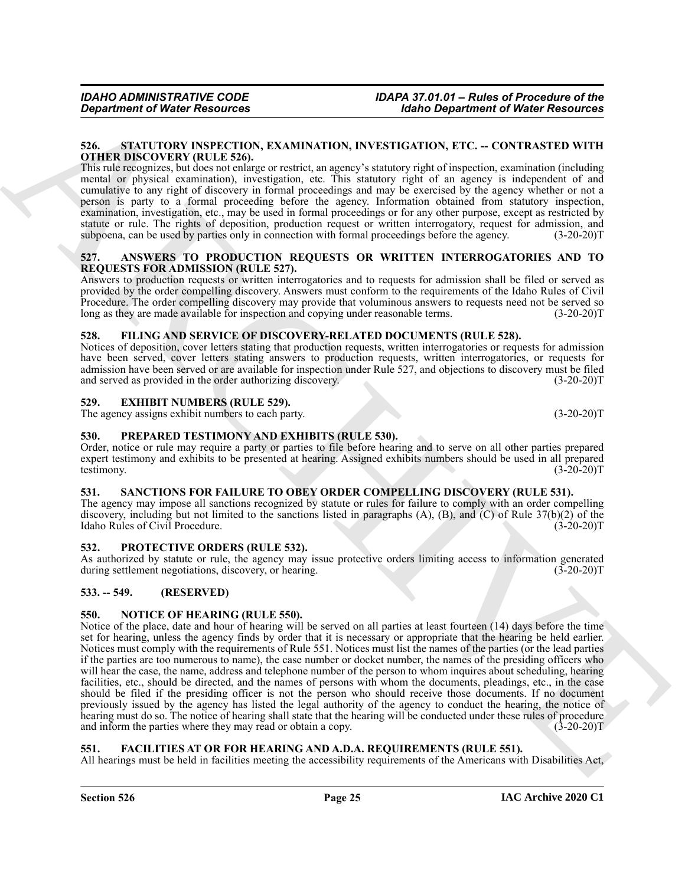## 526. STATUTORY INSPECTION, EXAMINATION, INVESTIGATION, ETC. -- CONTRASTED WITH OTHER DISCOVERY (RULE 526).

This rule recognizes, but does not enlarge or restrict, an agency's statutory right of inspection, examination (including mental or physical examination), investigation, etc. This statutory right of an agency is independent of and cumulative to any right of discovery in formal proceedings and may be exercised by the agency whether or not a person is party to a formal proceeding before the agency. Information obtained from statutory inspection, examination, investigation, etc., may be used in formal proceedings or for any other purpose, except as restricted by statute or rule. The rights of deposition, production request or written interrogatory, request for admission, and subpoena, can be used by parties only in connection with formal proceedings before the agency. (3-20-20)T

## 527. ANSWERS TO PRODUCTION REQUESTS OR WRITTEN INTERROGATORIES AND TO REQUESTS FOR ADMISSION (RULE 527).

Answers to production requests or written interrogatories and to requests for admission shall be filed or served as provided by the order compelling discovery. Answers must conform to the requirements of the Idaho Rules of Civil Procedure. The order compelling discovery may provide that voluminous answers to requests need not be served so long as they are made available for inspection and copying under reasonable terms. (3-20-20)T

## 528. FILING AND SERVICE OF DISCOVERY-RELATED DOCUMENTS (RULE 528).

Notices of deposition, cover letters stating that production requests, written interrogatories or requests for admission have been served, cover letters stating answers to production requests, written interrogatories, or requests for admission have been served or are available for inspection under Rule 527, and objections to discovery must be filed and served as provided in the order authorizing discovery. (3-20-20)T

## 529. EXHIBIT NUMBERS (RULE 529).

The agency assigns exhibit numbers to each party. (3-20-20)T

## 530. PREPARED TESTIMONY AND EXHIBITS (RULE 530).

Order, notice or rule may require a party or parties to file before hearing and to serve on all other parties prepared expert testimony and exhibits to be presented at hearing. Assigned exhibits numbers should be used in all prepared testimony. (3-20-20)T

## 531. SANCTIONS FOR FAILURE TO OBEY ORDER COMPELLING DISCOVERY (RULE 531).

The agency may impose all sanctions recognized by statute or rules for failure to comply with an order compelling discovery, including but not limited to the sanctions listed in paragraphs (A), (B), and (C) of Rule 37(b)(2) of the Idaho Rules of Civil Procedure. (3-20-20)T

## 532. PROTECTIVE ORDERS (RULE 532).

As authorized by statute or rule, the agency may issue protective orders limiting access to information generated during settlement negotiations, discovery, or hearing. (3-20-20)T

## 533. -- 549. (RESERVED)

## 550. NOTICE OF HEARING (RULE 550).

Notice of the place, date and hour of hearing will be served on all parties at least fourteen (14) days before the time set for hearing, unless the agency finds by order that it is necessary or appropriate that the hearing be held earlier. Notices must comply with the requirements of Rule 551. Notices must list the names of the parties (or the lead parties if the parties are too numerous to name), the case number or docket number, the names of the presiding officers who will hear the case, the name, address and telephone number of the person to whom inquires about scheduling, hearing facilities, etc., should be directed, and the names of persons with whom the documents, pleadings, etc., in the case should be filed if the presiding officer is not the person who should receive those documents. If no document previously issued by the agency has listed the legal authority of the agency to conduct the hearing, the notice of hearing must do so. The notice of hearing shall state that the hearing will be conducted under these rules of procedure and inform the parties where they may read or obtain a copy. (3-20-20)T

## 551. FACILITIES AT OR FOR HEARING AND A.D.A. REQUIREMENTS (RULE 551).

All hearings must be held in facilities meeting the accessibility requirements of the Americans with Disabilities Act,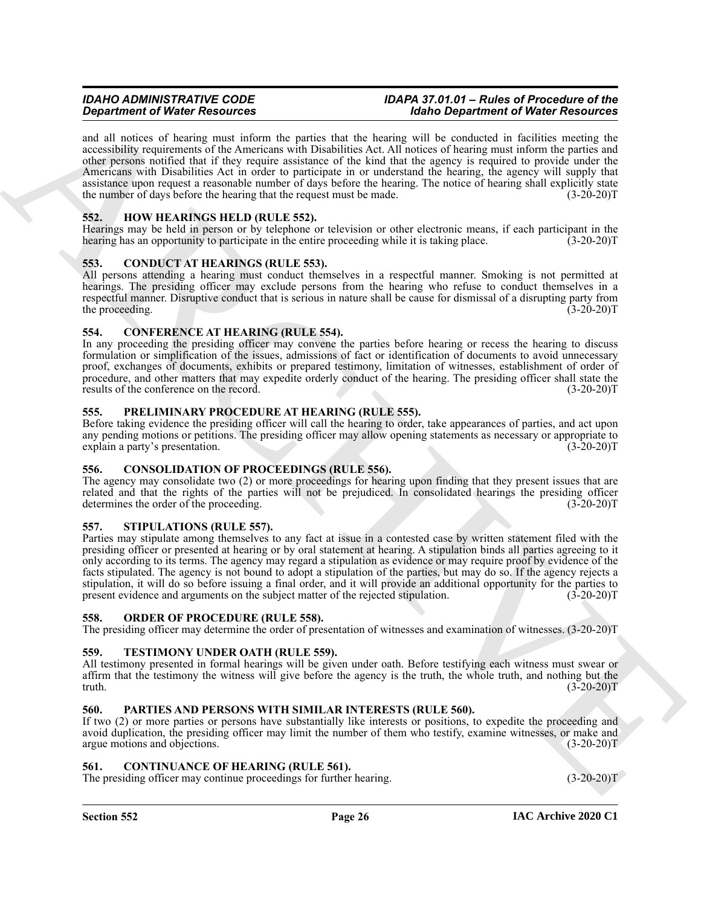and all notices of hearing must inform the parties that the hearing will be conducted in facilities meeting the accessibility requirements of the Americans with Disabilities Act. All notices of hearing must inform the parties and other persons notified that if they require assistance of the kind that the agency is required to provide under the Americans with Disabilities Act in order to participate in or understand the hearing, the agency will supply that assistance upon request a reasonable number of days before the hearing. The notice of hearing shall explicitly state the number of days before the hearing that the request must be made. (3-20-20)T

## 552. HOW HEARINGS HELD (RULE 552).

Hearings may be held in person or by telephone or television or other electronic means, if each participant in the hearing has an opportunity to participate in the entire proceeding while it is taking place. (3-20-20)T

## 553. CONDUCT AT HEARINGS (RULE 553).

All persons attending a hearing must conduct themselves in a respectful manner. Smoking is not permitted at hearings. The presiding officer may exclude persons from the hearing who refuse to conduct themselves in a respectful manner. Disruptive conduct that is serious in nature shall be cause for dismissal of a disrupting party from the proceeding. (3-20-20)T

## 554. CONFERENCE AT HEARING (RULE 554).

In any proceeding the presiding officer may convene the parties before hearing or recess the hearing to discuss formulation or simplification of the issues, admissions of fact or identification of documents to avoid unnecessary proof, exchanges of documents, exhibits or prepared testimony, limitation of witnesses, establishment of order of procedure, and other matters that may expedite orderly conduct of the hearing. The presiding officer shall state the results of the conference on the record. (3-20-20)T

## 555. PRELIMINARY PROCEDURE AT HEARING (RULE 555).

Before taking evidence the presiding officer will call the hearing to order, take appearances of parties, and act upon any pending motions or petitions. The presiding officer may allow opening statements as necessary or appropriate to explain a party's presentation. (3-20-20)T

## 556. CONSOLIDATION OF PROCEEDINGS (RULE 556).

The agency may consolidate two (2) or more proceedings for hearing upon finding that they present issues that are related and that the rights of the parties will not be prejudiced. In consolidated hearings the presiding officer determines the order of the proceeding. (3-20-20)T

## 557. STIPULATIONS (RULE 557).

Parties may stipulate among themselves to any fact at issue in a contested case by written statement filed with the presiding officer or presented at hearing or by oral statement at hearing. A stipulation binds all parties agreeing to it only according to its terms. The agency may regard a stipulation as evidence or may require proof by evidence of the facts stipulated. The agency is not bound to adopt a stipulation of the parties, but may do so. If the agency rejects a stipulation, it will do so before issuing a final order, and it will provide an additional opportunity for the parties to present evidence and arguments on the subject matter of the rejected stipulation. (3-20-20)T

## 558. ORDER OF PROCEDURE (RULE 558).

The presiding officer may determine the order of presentation of witnesses and examination of witnesses. (3-20-20)T

## 559. TESTIMONY UNDER OATH (RULE 559).

All testimony presented in formal hearings will be given under oath. Before testifying each witness must swear or affirm that the testimony the witness will give before the agency is the truth, the whole truth, and nothing but the truth. (3-20-20)T

## 560. PARTIES AND PERSONS WITH SIMILAR INTERESTS (RULE 560).

If two (2) or more parties or persons have substantially like interests or positions, to expedite the proceeding and avoid duplication, the presiding officer may limit the number of them who testify, examine witnesses, or make and argue motions and objections. (3-20-20)T

## 561. CONTINUANCE OF HEARING (RULE 561).

The presiding officer may continue proceedings for further hearing. (3-20-20)T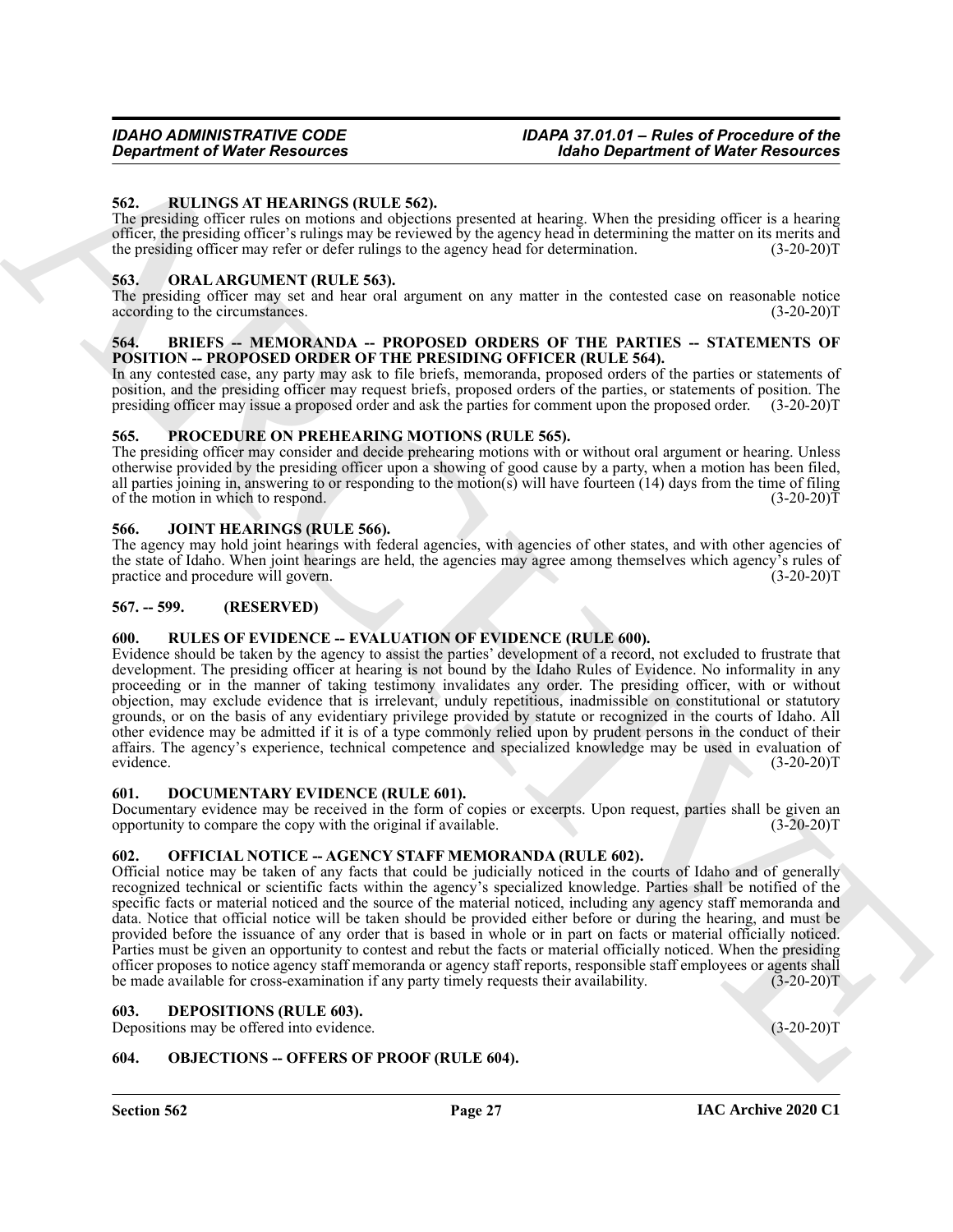### 562. RULINGS AT HEARINGS (RULE 562).

The presiding officer rules on motions and objections presented at hearing. When the presiding officer is a hearing officer, the presiding officer's rulings may be reviewed by the agency head in determining the matter on its merits and the presiding officer may refer or defer rulings to the agency head for determination. (3-20-20)T

### 563. ORAL ARGUMENT (RULE 563).

The presiding officer may set and hear oral argument on any matter in the contested case on reasonable notice according to the circumstances. (3-20-20)T

### 564. BRIEFS -- MEMORANDA -- PROPOSED ORDERS OF THE PARTIES -- STATEMENTS OF POSITION -- PROPOSED ORDER OF THE PRESIDING OFFICER (RULE 564).

In any contested case, any party may ask to file briefs, memoranda, proposed orders of the parties or statements of position, and the presiding officer may request briefs, proposed orders of the parties, or statements of position. The presiding officer may issue a proposed order and ask the parties for comment upon the proposed order. (3-20-20)T

### 565. PROCEDURE ON PREHEARING MOTIONS (RULE 565).

The presiding officer may consider and decide prehearing motions with or without oral argument or hearing. Unless otherwise provided by the presiding officer upon a showing of good cause by a party, when a motion has been filed, all parties joining in, answering to or responding to the motion(s) will have fourteen (14) days from the time of filing of the motion in which to respond. (3-20-20)T

### 566. JOINT HEARINGS (RULE 566).

The agency may hold joint hearings with federal agencies, with agencies of other states, and with other agencies of the state of Idaho. When joint hearings are held, the agencies may agree among themselves which agency's rules of practice and procedure will govern. (3-20-20)T

### 567. -- 599. (RESERVED)

### 600. RULES OF EVIDENCE -- EVALUATION OF EVIDENCE (RULE 600).

Evidence should be taken by the agency to assist the parties' development of a record, not excluded to frustrate that development. The presiding officer at hearing is not bound by the Idaho Rules of Evidence. No informality in any proceeding or in the manner of taking testimony invalidates any order. The presiding officer, with or without objection, may exclude evidence that is irrelevant, unduly repetitious, inadmissible on constitutional or statutory grounds, or on the basis of any evidentiary privilege provided by statute or recognized in the courts of Idaho. All other evidence may be admitted if it is of a type commonly relied upon by prudent persons in the conduct of their affairs. The agency's experience, technical competence and specialized knowledge may be used in evaluation of evidence. (3-20-20)T

### 601. DOCUMENTARY EVIDENCE (RULE 601).

Documentary evidence may be received in the form of copies or excerpts. Upon request, parties shall be given an opportunity to compare the copy with the original if available. (3-20-20)T

### 602. OFFICIAL NOTICE -- AGENCY STAFF MEMORANDA (RULE 602).

Official notice may be taken of any facts that could be judicially noticed in the courts of Idaho and of generally recognized technical or scientific facts within the agency's specialized knowledge. Parties shall be notified of the specific facts or material noticed and the source of the material noticed, including any agency staff memoranda and data. Notice that official notice will be taken should be provided either before or during the hearing, and must be provided before the issuance of any order that is based in whole or in part on facts or material officially noticed. Parties must be given an opportunity to contest and rebut the facts or material officially noticed. When the presiding officer proposes to notice agency staff memoranda or agency staff reports, responsible staff employees or agents shall be made available for cross-examination if any party timely requests their availability. (3-20-20)T

### 603. DEPOSITIONS (RULE 603).

Depositions may be offered into evidence. (3-20-20)T

### 604. OBJECTIONS -- OFFERS OF PROOF (RULE 604).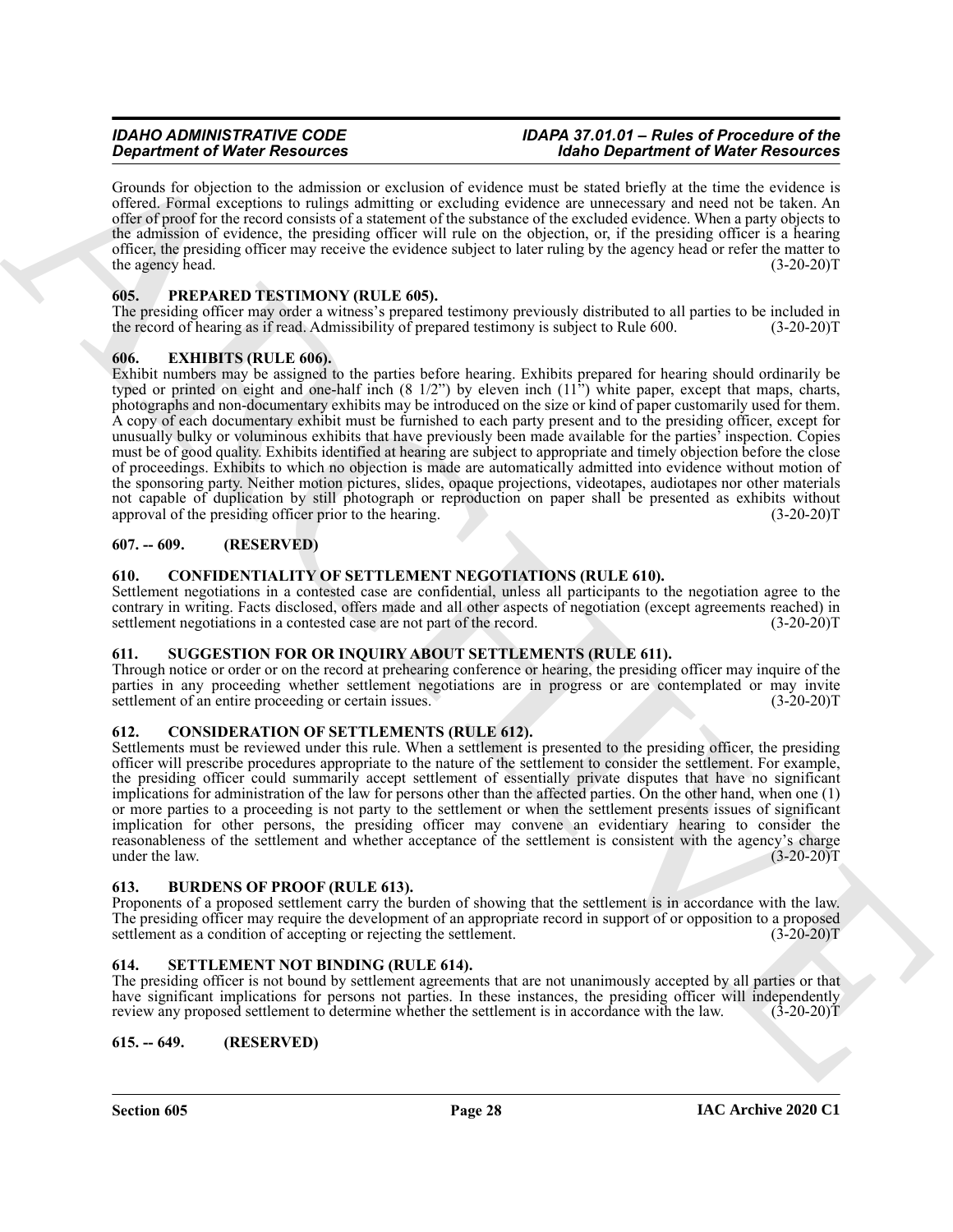Grounds for objection to the admission or exclusion of evidence must be stated briefly at the time the evidence is offered. Formal exceptions to rulings admitting or excluding evidence are unnecessary and need not be taken. An offer of proof for the record consists of a statement of the substance of the excluded evidence. When a party objects to the admission of evidence, the presiding officer will rule on the objection, or, if the presiding officer is a hearing officer, the presiding officer may receive the evidence subject to later ruling by the agency head or refer the matter to the agency head. (3-20-20)T

## 605. PREPARED TESTIMONY (RULE 605).

The presiding officer may order a witness's prepared testimony previously distributed to all parties to be included in the record of hearing as if read. Admissibility of prepared testimony is subject to Rule 600. (3-20-20)T

## 606. EXHIBITS (RULE 606).

Exhibit numbers may be assigned to the parties before hearing. Exhibits prepared for hearing should ordinarily be typed or printed on eight and one-half inch (8 1/2") by eleven inch (11") white paper, except that maps, charts, photographs and non-documentary exhibits may be introduced on the size or kind of paper customarily used for them. A copy of each documentary exhibit must be furnished to each party present and to the presiding officer, except for unusually bulky or voluminous exhibits that have previously been made available for the parties' inspection. Copies must be of good quality. Exhibits identified at hearing are subject to appropriate and timely objection before the close of proceedings. Exhibits to which no objection is made are automatically admitted into evidence without motion of the sponsoring party. Neither motion pictures, slides, opaque projections, videotapes, audiotapes nor other materials not capable of duplication by still photograph or reproduction on paper shall be presented as exhibits without approval of the presiding officer prior to the hearing. (3-20-20)T

## 607. -- 609. (RESERVED)

## 610. CONFIDENTIALITY OF SETTLEMENT NEGOTIATIONS (RULE 610).

Settlement negotiations in a contested case are confidential, unless all participants to the negotiation agree to the contrary in writing. Facts disclosed, offers made and all other aspects of negotiation (except agreements reached) in settlement negotiations in a contested case are not part of the record. (3-20-20)T

## 611. SUGGESTION FOR OR INQUIRY ABOUT SETTLEMENTS (RULE 611).

Through notice or order or on the record at prehearing conference or hearing, the presiding officer may inquire of the parties in any proceeding whether settlement negotiations are in progress or are contemplated or may invite settlement of an entire proceeding or certain issues. (3-20-20)T

## 612. CONSIDERATION OF SETTLEMENTS (RULE 612).

Settlements must be reviewed under this rule. When a settlement is presented to the presiding officer, the presiding officer will prescribe procedures appropriate to the nature of the settlement to consider the settlement. For example, the presiding officer could summarily accept settlement of essentially private disputes that have no significant implications for administration of the law for persons other than the affected parties. On the other hand, when one (1) or more parties to a proceeding is not party to the settlement or when the settlement presents issues of significant implication for other persons, the presiding officer may convene an evidentiary hearing to consider the reasonableness of the settlement and whether acceptance of the settlement is consistent with the agency's charge under the law. (3-20-20)T

## 613. BURDENS OF PROOF (RULE 613).

Proponents of a proposed settlement carry the burden of showing that the settlement is in accordance with the law. The presiding officer may require the development of an appropriate record in support of or opposition to a proposed settlement as a condition of accepting or rejecting the settlement. (3-20-20)T

## 614. SETTLEMENT NOT BINDING (RULE 614).

The presiding officer is not bound by settlement agreements that are not unanimously accepted by all parties or that have significant implications for persons not parties. In these instances, the presiding officer will independently review any proposed settlement to determine whether the settlement is in accordance with the law. (3-20-20)T

## 615. -- 649. (RESERVED)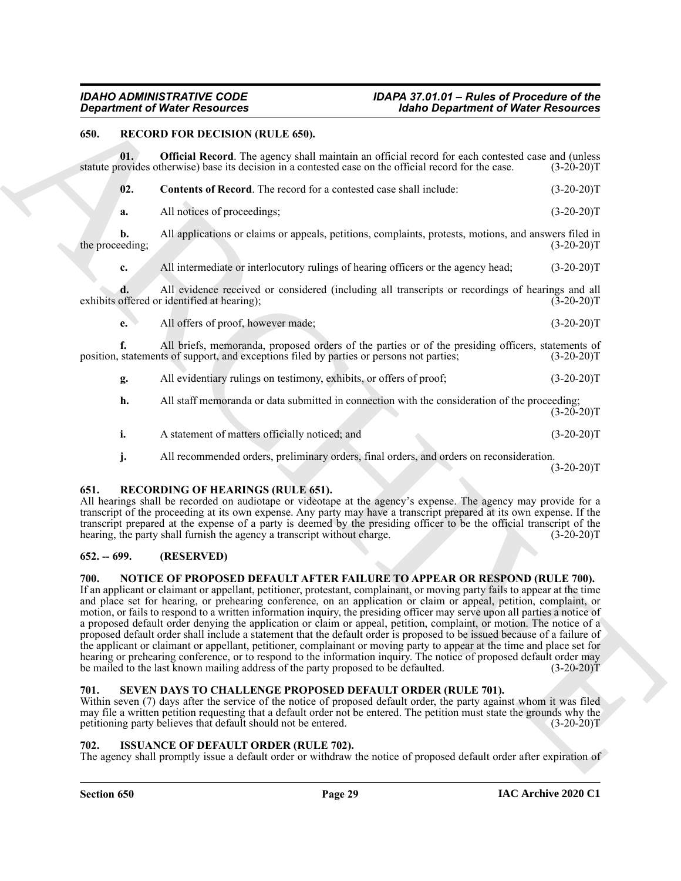### 650. RECORD FOR DECISION (RULE 650).

**01. Official Record**. The agency shall maintain an official record for each contested case and (unless statute provides otherwise) base its decision in a contested case on the official record for the case. (3-20-20)T

**02. Contents of Record**. The record for a contested case shall include: (3-20-20)T

**a.** All notices of proceedings; (3-20-20)T

**b.** All applications or claims or appeals, petitions, complaints, protests, motions, and answers filed in the proceeding; (3-20-20)T

**c.** All intermediate or interlocutory rulings of hearing officers or the agency head; (3-20-20)T

**d.** All evidence received or considered (including all transcripts or recordings of hearings and all exhibits offered or identified at hearing); (3-20-20)T

**e.** All offers of proof, however made; (3-20-20)T

**f.** All briefs, memoranda, proposed orders of the parties or of the presiding officers, statements of position, statements of support, and exceptions filed by parties or persons not parties; (3-20-20)T

**g.** All evidentiary rulings on testimony, exhibits, or offers of proof; (3-20-20)T

**h.** All staff memoranda or data submitted in connection with the consideration of the proceeding; (3-20-20)T

**i.** A statement of matters officially noticed; and (3-20-20)T

**j.** All recommended orders, preliminary orders, final orders, and orders on reconsideration. (3-20-20)T

### 651. RECORDING OF HEARINGS (RULE 651).

All hearings shall be recorded on audiotape or videotape at the agency's expense. The agency may provide for a transcript of the proceeding at its own expense. Any party may have a transcript prepared at its own expense. If the transcript prepared at the expense of a party is deemed by the presiding officer to be the official transcript of the hearing, the party shall furnish the agency a transcript without charge. (3-20-20)T

### 652. -- 699. (RESERVED)

### 700. NOTICE OF PROPOSED DEFAULT AFTER FAILURE TO APPEAR OR RESPOND (RULE 700).

If an applicant or claimant or appellant, petitioner, protestant, complainant, or moving party fails to appear at the time and place set for hearing, or prehearing conference, on an application or claim or appeal, petition, complaint, or motion, or fails to respond to a written information inquiry, the presiding officer may serve upon all parties a notice of a proposed default order denying the application or claim or appeal, petition, complaint, or motion. The notice of a proposed default order shall include a statement that the default order is proposed to be issued because of a failure of the applicant or claimant or appellant, petitioner, complainant or moving party to appear at the time and place set for hearing or prehearing conference, or to respond to the information inquiry. The notice of proposed default order may be mailed to the last known mailing address of the party proposed to be defaulted. (3-20-20)T

### 701. SEVEN DAYS TO CHALLENGE PROPOSED DEFAULT ORDER (RULE 701).

Within seven (7) days after the service of the notice of proposed default order, the party against whom it was filed may file a written petition requesting that a default order not be entered. The petition must state the grounds why the petitioning party believes that default should not be entered. (3-20-20)T

### 702. ISSUANCE OF DEFAULT ORDER (RULE 702).

The agency shall promptly issue a default order or withdraw the notice of proposed default order after expiration of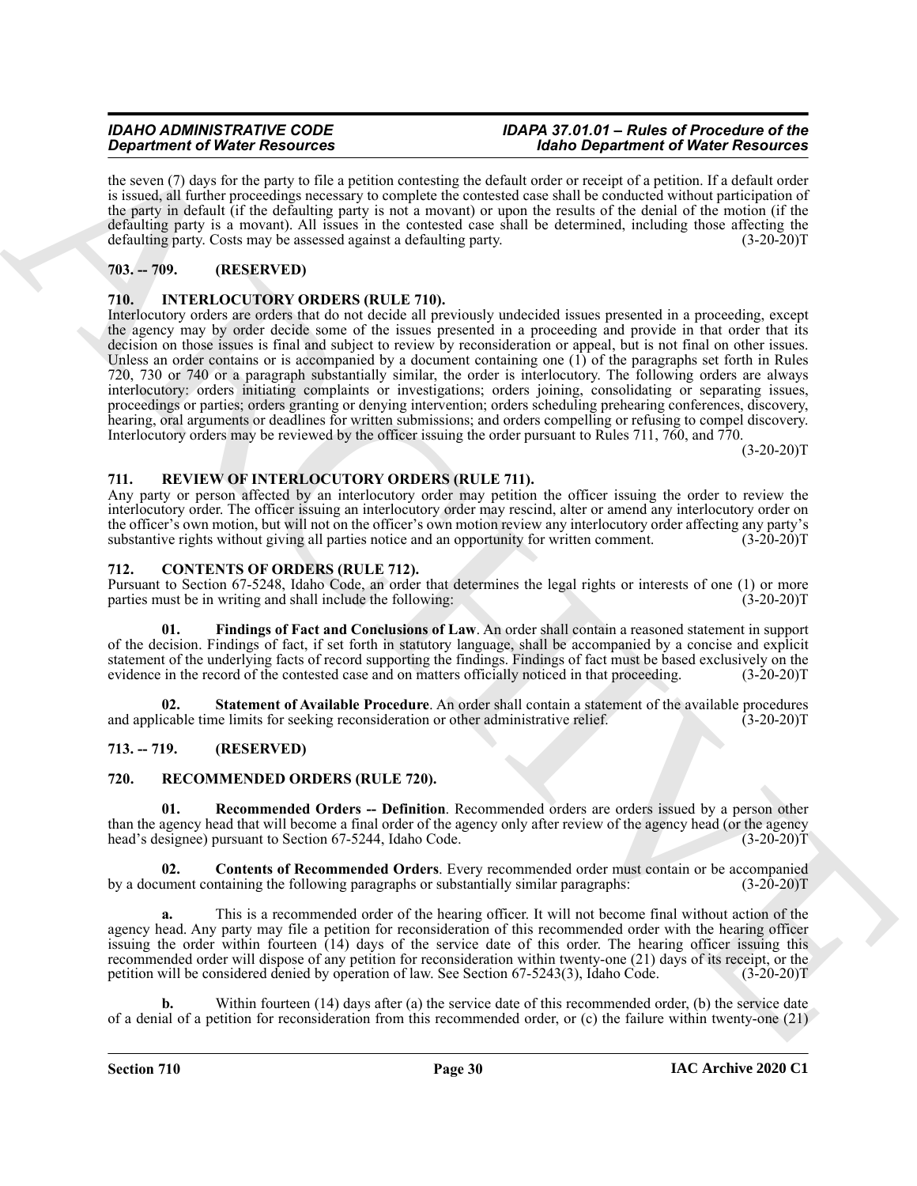the seven (7) days for the party to file a petition contesting the default order or receipt of a petition. If a default order is issued, all further proceedings necessary to complete the contested case shall be conducted without participation of the party in default (if the defaulting party is not a movant) or upon the results of the denial of the motion (if the defaulting party is a movant). All issues in the contested case shall be determined, including those affecting the defaulting party. Costs may be assessed against a defaulting party. (3-20-20)T

## 703. -- 709. (RESERVED)

## 710. INTERLOCUTORY ORDERS (RULE 710).

Interlocutory orders are orders that do not decide all previously undecided issues presented in a proceeding, except the agency may by order decide some of the issues presented in a proceeding and provide in that order that its decision on those issues is final and subject to review by reconsideration or appeal, but is not final on other issues. Unless an order contains or is accompanied by a document containing one (1) of the paragraphs set forth in Rules 720, 730 or 740 or a paragraph substantially similar, the order is interlocutory. The following orders are always interlocutory: orders initiating complaints or investigations; orders joining, consolidating or separating issues, proceedings or parties; orders granting or denying intervention; orders scheduling prehearing conferences, discovery, hearing, oral arguments or deadlines for written submissions; and orders compelling or refusing to compel discovery. Interlocutory orders may be reviewed by the officer issuing the order pursuant to Rules 711, 760, and 770. (3-20-20)T

## 711. REVIEW OF INTERLOCUTORY ORDERS (RULE 711).

Any party or person affected by an interlocutory order may petition the officer issuing the order to review the interlocutory order. The officer issuing an interlocutory order may rescind, alter or amend any interlocutory order on the officer's own motion, but will not on the officer's own motion review any interlocutory order affecting any party's substantive rights without giving all parties notice and an opportunity for written comment. (3-20-20)T

## 712. CONTENTS OF ORDERS (RULE 712).

Pursuant to Section 67-5248, Idaho Code, an order that determines the legal rights or interests of one (1) or more parties must be in writing and shall include the following: (3-20-20)T

**01. Findings of Fact and Conclusions of Law**. An order shall contain a reasoned statement in support of the decision. Findings of fact, if set forth in statutory language, shall be accompanied by a concise and explicit statement of the underlying facts of record supporting the findings. Findings of fact must be based exclusively on the evidence in the record of the contested case and on matters officially noticed in that proceeding. (3-20-20)T

**02. Statement of Available Procedure**. An order shall contain a statement of the available procedures and applicable time limits for seeking reconsideration or other administrative relief. (3-20-20)T

## 713. -- 719. (RESERVED)

## 720. RECOMMENDED ORDERS (RULE 720).

**01. Recommended Orders -- Definition**. Recommended orders are orders issued by a person other than the agency head that will become a final order of the agency only after review of the agency head (or the agency head's designee) pursuant to Section 67-5244, Idaho Code. (3-20-20)T

**02. Contents of Recommended Orders**. Every recommended order must contain or be accompanied by a document containing the following paragraphs or substantially similar paragraphs: (3-20-20)T

**a.** This is a recommended order of the hearing officer. It will not become final without action of the agency head. Any party may file a petition for reconsideration of this recommended order with the hearing officer issuing the order within fourteen (14) days of the service date of this order. The hearing officer issuing this recommended order will dispose of any petition for reconsideration within twenty-one (21) days of its receipt, or the petition will be considered denied by operation of law. See Section 67-5243(3), Idaho Code. (3-20-20)T

**b.** Within fourteen (14) days after (a) the service date of this recommended order, (b) the service date of a denial of a petition for reconsideration from this recommended order, or (c) the failure within twenty-one (21)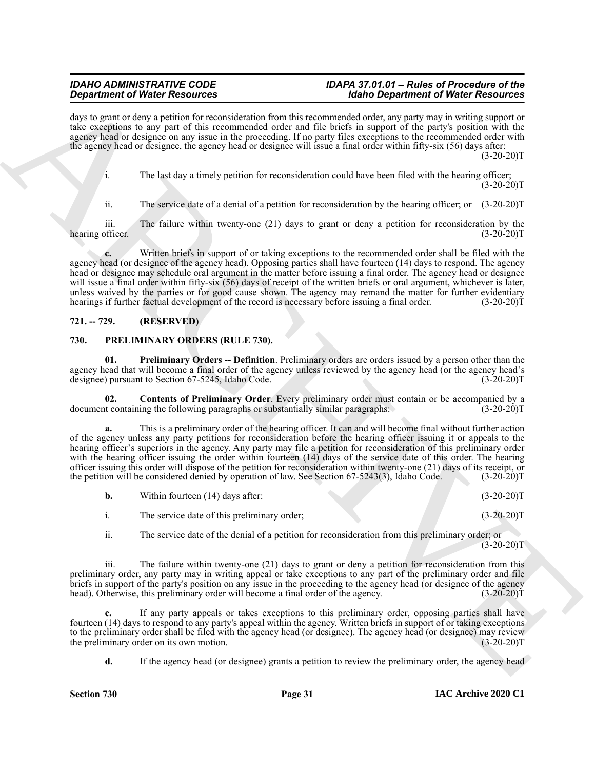days to grant or deny a petition for reconsideration from this recommended order, any party may in writing support or take exceptions to any part of this recommended order and file briefs in support of the party's position with the agency head or designee on any issue in the proceeding. If no party files exceptions to the recommended order with the agency head or designee, the agency head or designee will issue a final order within fifty-six (56) days after: (3-20-20)T

i. The last day a timely petition for reconsideration could have been filed with the hearing officer; (3-20-20)T

ii. The service date of a denial of a petition for reconsideration by the hearing officer; or (3-20-20)T

iii. The failure within twenty-one (21) days to grant or deny a petition for reconsideration by the hearing officer. (3-20-20)T

**c.** Written briefs in support of or taking exceptions to the recommended order shall be filed with the agency head (or designee of the agency head). Opposing parties shall have fourteen (14) days to respond. The agency head or designee may schedule oral argument in the matter before issuing a final order. The agency head or designee will issue a final order within fifty-six (56) days of receipt of the written briefs or oral argument, whichever is later, unless waived by the parties or for good cause shown. The agency may remand the matter for further evidentiary hearings if further factual development of the record is necessary before issuing a final order. (3-20-20)T

## 721. -- 729. (RESERVED)

## 730. PRELIMINARY ORDERS (RULE 730).

**01. Preliminary Orders -- Definition**. Preliminary orders are orders issued by a person other than the agency head that will become a final order of the agency unless reviewed by the agency head (or the agency head's designee) pursuant to Section 67-5245, Idaho Code. (3-20-20)T

**02. Contents of Preliminary Order**. Every preliminary order must contain or be accompanied by a document containing the following paragraphs or substantially similar paragraphs: (3-20-20)T

**a.** This is a preliminary order of the hearing officer. It can and will become final without further action of the agency unless any party petitions for reconsideration before the hearing officer issuing it or appeals to the hearing officer's superiors in the agency. Any party may file a petition for reconsideration of this preliminary order with the hearing officer issuing the order within fourteen (14) days of the service date of this order. The hearing officer issuing this order will dispose of the petition for reconsideration within twenty-one (21) days of its receipt, or the petition will be considered denied by operation of law. See Section 67-5243(3), Idaho Code. (3-20-20)T

**b.** Within fourteen (14) days after: (3-20-20)T

i. The service date of this preliminary order; (3-20-20)T

ii. The service date of the denial of a petition for reconsideration from this preliminary order; or (3-20-20)T

iii. The failure within twenty-one (21) days to grant or deny a petition for reconsideration from this preliminary order, any party may in writing appeal or take exceptions to any part of the preliminary order and file briefs in support of the party's position on any issue in the proceeding to the agency head (or designee of the agency head). Otherwise, this preliminary order will become a final order of the agency. (3-20-20)T

**c.** If any party appeals or takes exceptions to this preliminary order, opposing parties shall have fourteen (14) days to respond to any party's appeal within the agency. Written briefs in support of or taking exceptions to the preliminary order shall be filed with the agency head (or designee). The agency head (or designee) may review the preliminary order on its own motion. (3-20-20)T

**d.** If the agency head (or designee) grants a petition to review the preliminary order, the agency head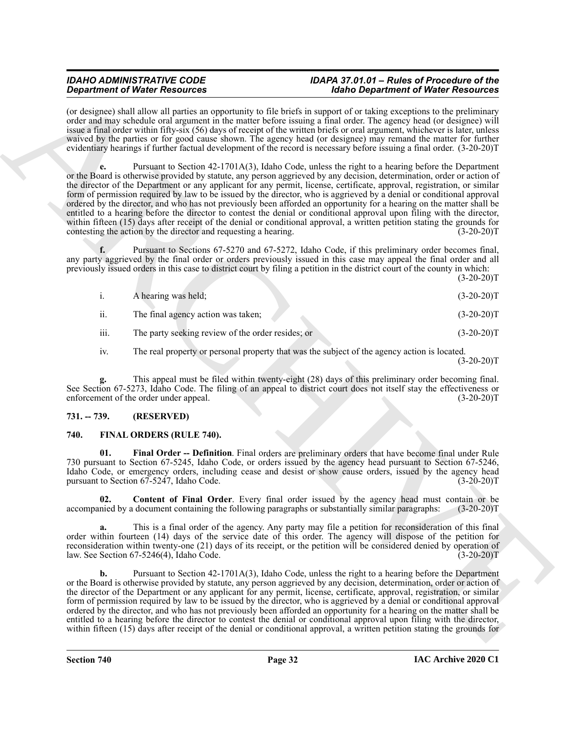(or designee) shall allow all parties an opportunity to file briefs in support of or taking exceptions to the preliminary order and may schedule oral argument in the matter before issuing a final order. The agency head (or designee) will issue a final order within fifty-six (56) days of receipt of the written briefs or oral argument, whichever is later, unless waived by the parties or for good cause shown. The agency head (or designee) may remand the matter for further evidentiary hearings if further factual development of the record is necessary before issuing a final order. (3-20-20)T

**e.** Pursuant to Section 42-1701A(3), Idaho Code, unless the right to a hearing before the Department or the Board is otherwise provided by statute, any person aggrieved by any decision, determination, order or action of the director of the Department or any applicant for any permit, license, certificate, approval, registration, or similar form of permission required by law to be issued by the director, who is aggrieved by a denial or conditional approval ordered by the director, and who has not previously been afforded an opportunity for a hearing on the matter shall be entitled to a hearing before the director to contest the denial or conditional approval upon filing with the director, within fifteen (15) days after receipt of the denial or conditional approval, a written petition stating the grounds for contesting the action by the director and requesting a hearing. (3-20-20)T

**f.** Pursuant to Sections 67-5270 and 67-5272, Idaho Code, if this preliminary order becomes final, any party aggrieved by the final order or orders previously issued in this case may appeal the final order and all previously issued orders in this case to district court by filing a petition in the district court of the county in which: (3-20-20)T

i. A hearing was held; (3-20-20)T

ii. The final agency action was taken; (3-20-20)T

iii. The party seeking review of the order resides; or (3-20-20)T

iv. The real property or personal property that was the subject of the agency action is located. (3-20-20)T

**g.** This appeal must be filed within twenty-eight (28) days of this preliminary order becoming final. See Section 67-5273, Idaho Code. The filing of an appeal to district court does not itself stay the effectiveness or enforcement of the order under appeal. (3-20-20)T

## 731. -- 739. (RESERVED)

## 740. FINAL ORDERS (RULE 740).

**01. Final Order -- Definition**. Final orders are preliminary orders that have become final under Rule 730 pursuant to Section 67-5245, Idaho Code, or orders issued by the agency head pursuant to Section 67-5246, Idaho Code, or emergency orders, including cease and desist or show cause orders, issued by the agency head pursuant to Section 67-5247, Idaho Code. (3-20-20)T

**02. Content of Final Order**. Every final order issued by the agency head must contain or be accompanied by a document containing the following paragraphs or substantially similar paragraphs: (3-20-20)T

**a.** This is a final order of the agency. Any party may file a petition for reconsideration of this final order within fourteen (14) days of the service date of this order. The agency will dispose of the petition for reconsideration within twenty-one (21) days of its receipt, or the petition will be considered denied by operation of law. See Section 67-5246(4), Idaho Code. (3-20-20)T

**b.** Pursuant to Section 42-1701A(3), Idaho Code, unless the right to a hearing before the Department or the Board is otherwise provided by statute, any person aggrieved by any decision, determination, order or action of the director of the Department or any applicant for any permit, license, certificate, approval, registration, or similar form of permission required by law to be issued by the director, who is aggrieved by a denial or conditional approval ordered by the director, and who has not previously been afforded an opportunity for a hearing on the matter shall be entitled to a hearing before the director to contest the denial or conditional approval upon filing with the director, within fifteen (15) days after receipt of the denial or conditional approval, a written petition stating the grounds for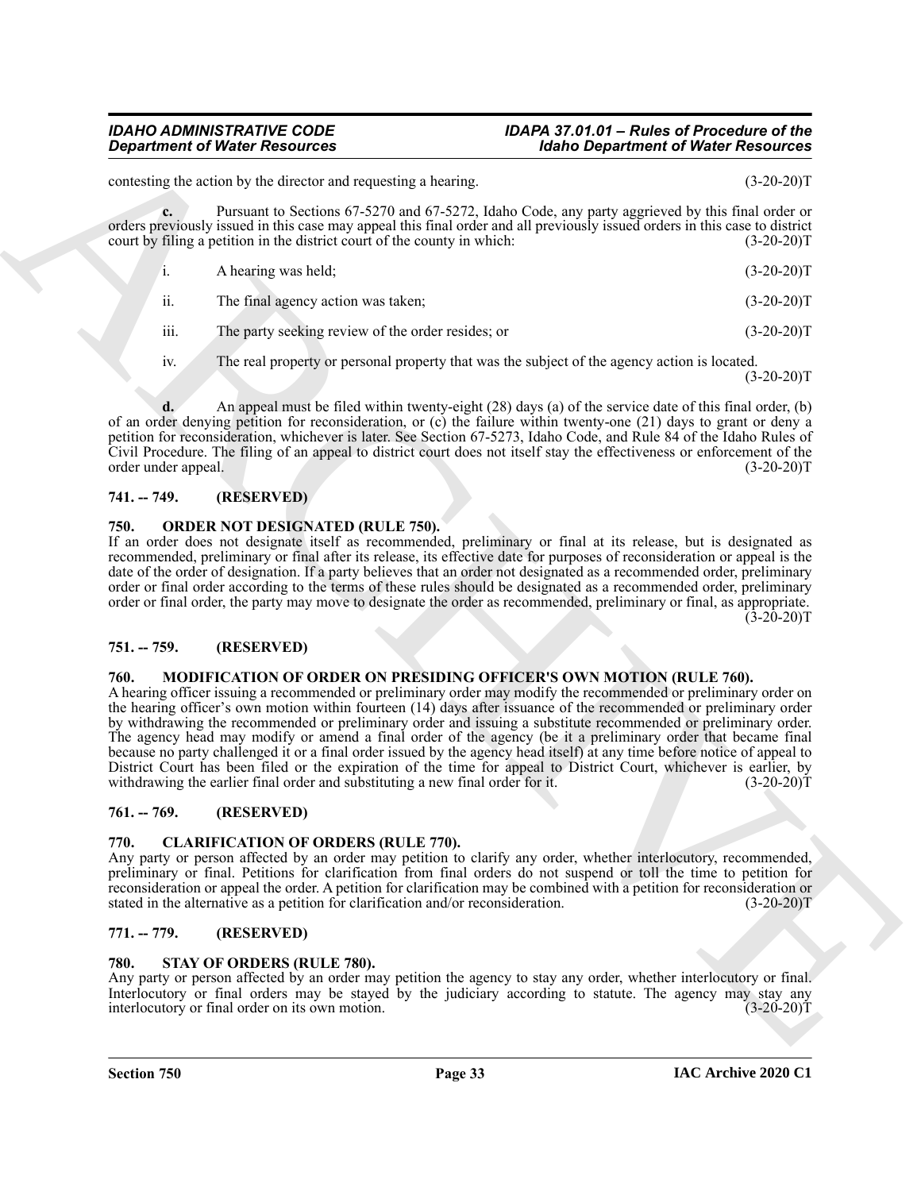contesting the action by the director and requesting a hearing. (3-20-20)T

**c.** Pursuant to Sections 67-5270 and 67-5272, Idaho Code, any party aggrieved by this final order or orders previously issued in this case may appeal this final order and all previously issued orders in this case to district court by filing a petition in the district court of the county in which: (3-20-20)T

i. A hearing was held; (3-20-20)T

ii. The final agency action was taken; (3-20-20)T

iii. The party seeking review of the order resides; or (3-20-20)T

iv. The real property or personal property that was the subject of the agency action is located. (3-20-20)T

**d.** An appeal must be filed within twenty-eight (28) days (a) of the service date of this final order, (b) of an order denying petition for reconsideration, or (c) the failure within twenty-one (21) days to grant or deny a petition for reconsideration, whichever is later. See Section 67-5273, Idaho Code, and Rule 84 of the Idaho Rules of Civil Procedure. The filing of an appeal to district court does not itself stay the effectiveness or enforcement of the order under appeal. (3-20-20)T

## 741. -- 749. (RESERVED)

## 750. ORDER NOT DESIGNATED (RULE 750).

If an order does not designate itself as recommended, preliminary or final at its release, but is designated as recommended, preliminary or final after its release, its effective date for purposes of reconsideration or appeal is the date of the order of designation. If a party believes that an order not designated as a recommended order, preliminary order or final order according to the terms of these rules should be designated as a recommended order, preliminary order or final order, the party may move to designate the order as recommended, preliminary or final, as appropriate. (3-20-20)T

## 751. -- 759. (RESERVED)

## 760. MODIFICATION OF ORDER ON PRESIDING OFFICER'S OWN MOTION (RULE 760).

A hearing officer issuing a recommended or preliminary order may modify the recommended or preliminary order on the hearing officer's own motion within fourteen (14) days after issuance of the recommended or preliminary order by withdrawing the recommended or preliminary order and issuing a substitute recommended or preliminary order. The agency head may modify or amend a final order of the agency (be it a preliminary order that became final because no party challenged it or a final order issued by the agency head itself) at any time before notice of appeal to District Court has been filed or the expiration of the time for appeal to District Court, whichever is earlier, by withdrawing the earlier final order and substituting a new final order for it. (3-20-20)T

## 761. -- 769. (RESERVED)

## 770. CLARIFICATION OF ORDERS (RULE 770).

Any party or person affected by an order may petition to clarify any order, whether interlocutory, recommended, preliminary or final. Petitions for clarification from final orders do not suspend or toll the time to petition for reconsideration or appeal the order. A petition for clarification may be combined with a petition for reconsideration or stated in the alternative as a petition for clarification and/or reconsideration. (3-20-20)T

## 771. -- 779. (RESERVED)

## 780. STAY OF ORDERS (RULE 780).

Any party or person affected by an order may petition the agency to stay any order, whether interlocutory or final. Interlocutory or final orders may be stayed by the judiciary according to statute. The agency may stay any interlocutory or final order on its own motion. (3-20-20)T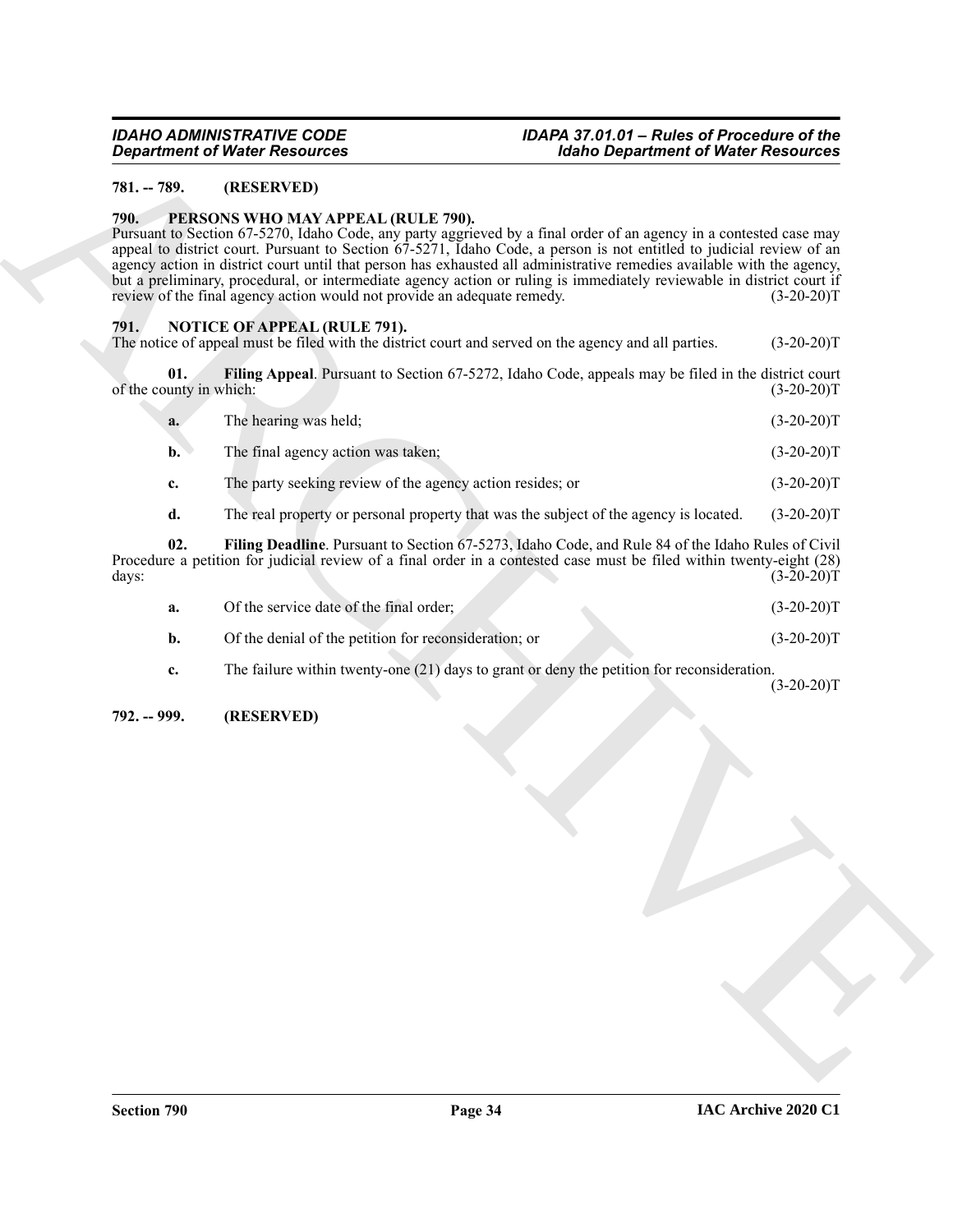**781. -- 789. (RESERVED)**

**790. PERSONS WHO MAY APPEAL (RULE 790).**

Pursuant to Section 67-5270, Idaho Code, any party aggrieved by a final order of an agency in a contested case may appeal to district court. Pursuant to Section 67-5271, Idaho Code, a person is not entitled to judicial review of an agency action in district court until that person has exhausted all administrative remedies available with the agency, but a preliminary, procedural, or intermediate agency action or ruling is immediately reviewable in district court if review of the final agency action would not provide an adequate remedy. (3-20-20)T

**791. NOTICE OF APPEAL (RULE 791).**

The notice of appeal must be filed with the district court and served on the agency and all parties. (3-20-20)T

**01. Filing Appeal**. Pursuant to Section 67-5272, Idaho Code, appeals may be filed in the district court of the county in which: (3-20-20)T

**a.** The hearing was held; (3-20-20)T

**b.** The final agency action was taken; (3-20-20)T

**c.** The party seeking review of the agency action resides; or (3-20-20)T

**d.** The real property or personal property that was the subject of the agency is located. (3-20-20)T

**02. Filing Deadline**. Pursuant to Section 67-5273, Idaho Code, and Rule 84 of the Idaho Rules of Civil Procedure a petition for judicial review of a final order in a contested case must be filed within twenty-eight (28) days: (3-20-20)T

**a.** Of the service date of the final order; (3-20-20)T

**b.** Of the denial of the petition for reconsideration; or (3-20-20)T

**c.** The failure within twenty-one (21) days to grant or deny the petition for reconsideration. (3-20-20)T

**792. -- 999. (RESERVED)**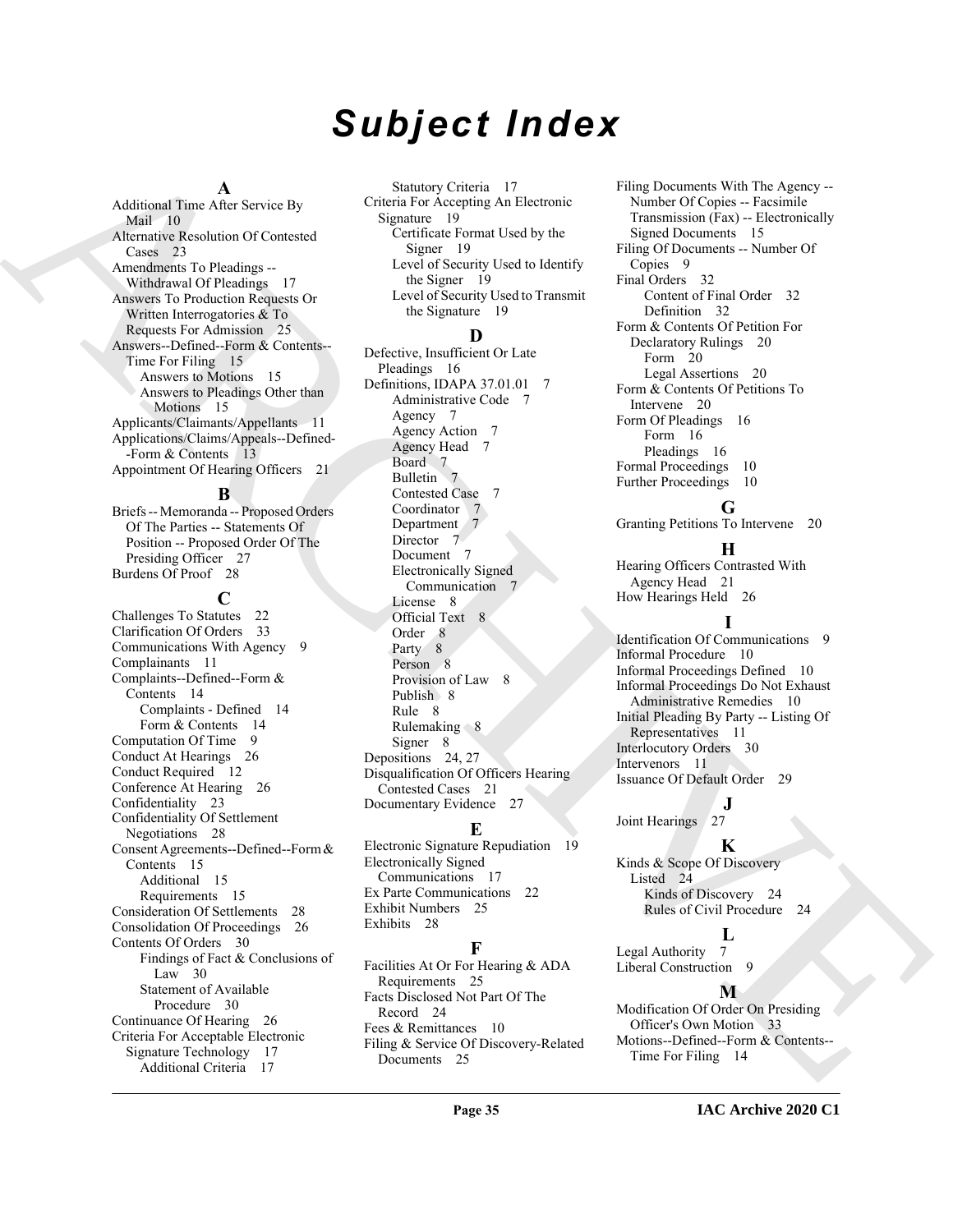# Subject Index

## A

Additional Time After Service By Mail 10
Alternative Resolution Of Contested Cases 23
Amendments To Pleadings -- Withdrawal Of Pleadings 17
Answers To Production Requests Or Written Interrogatories & To Requests For Admission 25
Answers--Defined--Form & Contents--Time For Filing 15
- Answers to Motions 15
- Answers to Pleadings Other than Motions 15

Applicants/Claimants/Appellants 11
Applications/Claims/Appeals--Defined--Form & Contents 13
Appointment Of Hearing Officers 21

## B

Briefs -- Memoranda -- Proposed Orders Of The Parties -- Statements Of Position -- Proposed Order Of The Presiding Officer 27
Burdens Of Proof 28

## C

Challenges To Statutes 22
Clarification Of Orders 33
Communications With Agency 9
Complainants 11
Complaints--Defined--Form & Contents 14
- Complaints - Defined 14
- Form & Contents 14

Computation Of Time 9
Conduct At Hearings 26
Conduct Required 12
Conference At Hearing 26
Confidentiality 23
Confidentiality Of Settlement Negotiations 28
Consent Agreements--Defined--Form & Contents 15
- Additional 15
- Requirements 15

Consideration Of Settlements 28
Consolidation Of Proceedings 26
Contents Of Orders 30
- Findings of Fact & Conclusions of Law 30
- Statement of Available Procedure 30

Continuance Of Hearing 26
Criteria For Acceptable Electronic Signature Technology 17
- Additional Criteria 17
- Statutory Criteria 17

Criteria For Accepting An Electronic Signature 19
- Certificate Format Used by the Signer 19
- Level of Security Used to Identify the Signer 19
- Level of Security Used to Transmit the Signature 19

## D

Defective, Insufficient Or Late Pleadings 16
Definitions, IDAPA 37.01.01 7
- Administrative Code 7
- Agency 7
- Agency Action 7
- Agency Head 7
- Board 7
- Bulletin 7
- Contested Case 7
- Coordinator 7
- Department 7
- Director 7
- Document 7
- Electronically Signed Communication 7
- License 8
- Official Text 8
- Order 8
- Party 8
- Person 8
- Provision of Law 8
- Publish 8
- Rule 8
- Rulemaking 8
- Signer 8

Depositions 24, 27
Disqualification Of Officers Hearing Contested Cases 21
Documentary Evidence 27

## E

Electronic Signature Repudiation 19
Electronically Signed Communications 17
Ex Parte Communications 22
Exhibit Numbers 25
Exhibits 28

## F

Facilities At Or For Hearing & ADA Requirements 25
Facts Disclosed Not Part Of The Record 24
Fees & Remittances 10
Filing & Service Of Discovery-Related Documents 25
Filing Documents With The Agency -- Number Of Copies -- Facsimile Transmission (Fax) -- Electronically Signed Documents 15
Filing Of Documents -- Number Of Copies 9
Final Orders 32
- Content of Final Order 32
- Definition 32

Form & Contents Of Petition For Declaratory Rulings 20
- Form 20
- Legal Assertions 20

Form & Contents Of Petitions To Intervene 20
Form Of Pleadings 16
- Form 16
- Pleadings 16

Formal Proceedings 10
Further Proceedings 10

## G

Granting Petitions To Intervene 20

## H

Hearing Officers Contrasted With Agency Head 21
How Hearings Held 26

## I

Identification Of Communications 9
Informal Procedure 10
Informal Proceedings Defined 10
Informal Proceedings Do Not Exhaust Administrative Remedies 10
Initial Pleading By Party -- Listing Of Representatives 11
Interlocutory Orders 30
Intervenors 11
Issuance Of Default Order 29

## J

Joint Hearings 27

## K

Kinds & Scope Of Discovery Listed 24
- Kinds of Discovery 24
- Rules of Civil Procedure 24

## L

Legal Authority 7
Liberal Construction 9

## M

Modification Of Order On Presiding Officer's Own Motion 33
Motions--Defined--Form & Contents--Time For Filing 14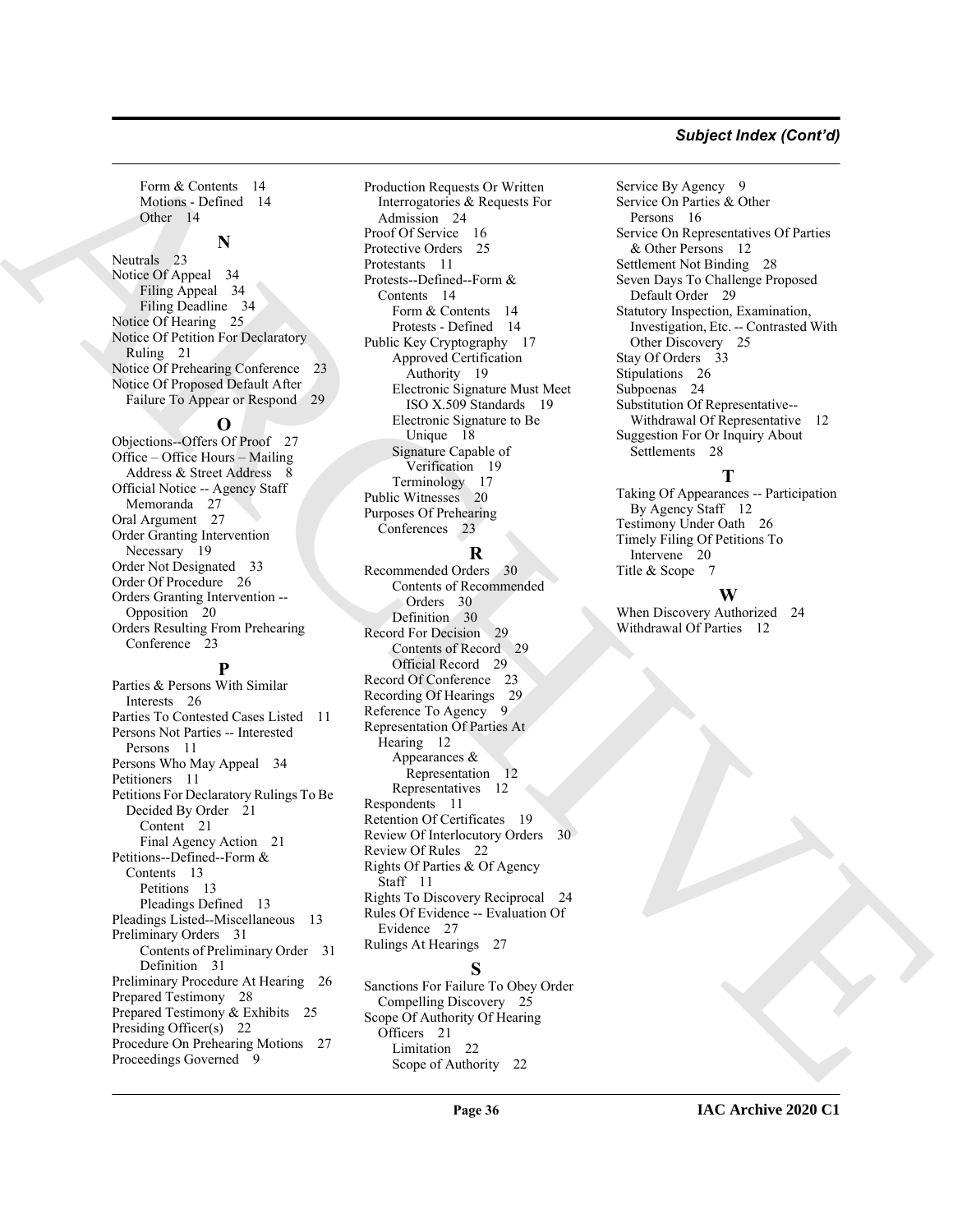## Subject Index (Cont'd)

Form & Contents 14
Motions - Defined 14
Other 14

**N**

Neutrals 23
Notice Of Appeal 34
Filing Appeal 34
Filing Deadline 34
Notice Of Hearing 25
Notice Of Petition For Declaratory Ruling 21
Notice Of Prehearing Conference 23
Notice Of Proposed Default After Failure To Appear or Respond 29

**O**

Objections--Offers Of Proof 27
Office – Office Hours – Mailing Address & Street Address 8
Official Notice -- Agency Staff Memoranda 27
Oral Argument 27
Order Granting Intervention Necessary 19
Order Not Designated 33
Order Of Procedure 26
Orders Granting Intervention -- Opposition 20
Orders Resulting From Prehearing Conference 23

**P**

Parties & Persons With Similar Interests 26
Parties To Contested Cases Listed 11
Persons Not Parties -- Interested Persons 11
Persons Who May Appeal 34
Petitioners 11
Petitions For Declaratory Rulings To Be Decided By Order 21
Content 21
Final Agency Action 21
Petitions--Defined--Form & Contents 13
Petitions 13
Pleadings Defined 13
Pleadings Listed--Miscellaneous 13
Preliminary Orders 31
Contents of Preliminary Order 31
Definition 31
Preliminary Procedure At Hearing 26
Prepared Testimony 28
Prepared Testimony & Exhibits 25
Presiding Officer(s) 22
Procedure On Prehearing Motions 27
Proceedings Governed 9
Production Requests Or Written Interrogatories & Requests For Admission 24
Proof Of Service 16
Protective Orders 25
Protestants 11
Protests--Defined--Form & Contents 14
Form & Contents 14
Protests - Defined 14
Public Key Cryptography 17
Approved Certification Authority 19
Electronic Signature Must Meet ISO X.509 Standards 19
Electronic Signature to Be Unique 18
Signature Capable of Verification 19
Terminology 17
Public Witnesses 20
Purposes Of Prehearing Conferences 23

**R**

Recommended Orders 30
Contents of Recommended Orders 30
Definition 30
Record For Decision 29
Contents of Record 29
Official Record 29
Record Of Conference 23
Recording Of Hearings 29
Reference To Agency 9
Representation Of Parties At Hearing 12
Appearances & Representation 12
Representatives 12
Respondents 11
Retention Of Certificates 19
Review Of Interlocutory Orders 30
Review Of Rules 22
Rights Of Parties & Of Agency Staff 11
Rights To Discovery Reciprocal 24
Rules Of Evidence -- Evaluation Of Evidence 27
Rulings At Hearings 27

**S**

Sanctions For Failure To Obey Order Compelling Discovery 25
Scope Of Authority Of Hearing Officers 21
Limitation 22
Scope of Authority 22
Service By Agency 9
Service On Parties & Other Persons 16
Service On Representatives Of Parties & Other Persons 12
Settlement Not Binding 28
Seven Days To Challenge Proposed Default Order 29
Statutory Inspection, Examination, Investigation, Etc. -- Contrasted With Other Discovery 25
Stay Of Orders 33
Stipulations 26
Subpoenas 24
Substitution Of Representative--Withdrawal Of Representative 12
Suggestion For Or Inquiry About Settlements 28

**T**

Taking Of Appearances -- Participation By Agency Staff 12
Testimony Under Oath 26
Timely Filing Of Petitions To Intervene 20
Title & Scope 7

**W**

When Discovery Authorized 24
Withdrawal Of Parties 12